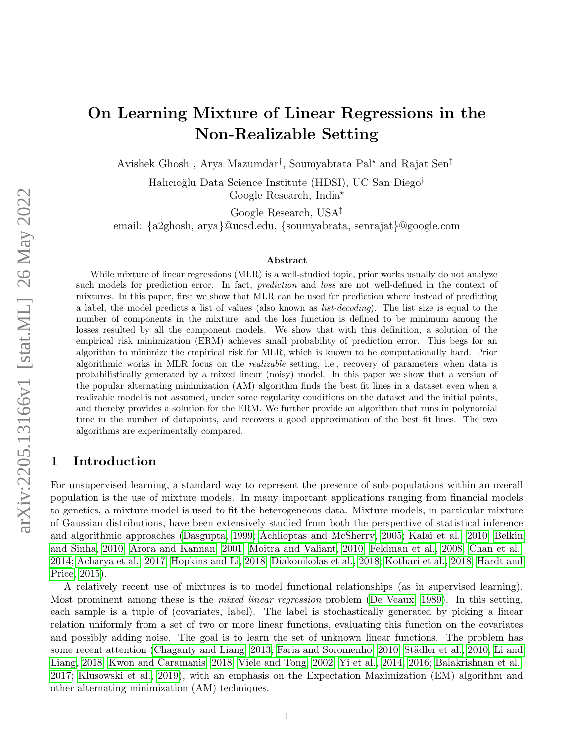# On Learning Mixture of Linear Regressions in the Non-Realizable Setting

Avishek Ghosh[†], Arya Mazumdar[†], Soumyabrata Pal[⋆] and Rajat Sen[‡]

Halıcıoğlu Data Science Institute (HDSI), UC San Diego[†]
Google Research, India[⋆]

Google Research, USA[‡]

email: {a2ghosh, arya}@ucsd.edu, {soumyabrata, senrajat}@google.com

### Abstract

While mixture of linear regressions (MLR) is a well-studied topic, prior works usually do not analyze such models for prediction error. In fact, *prediction* and *loss* are not well-defined in the context of mixtures. In this paper, first we show that MLR can be used for prediction where instead of predicting a label, the model predicts a list of values (also known as *list-decoding*). The list size is equal to the number of components in the mixture, and the loss function is defined to be minimum among the losses resulted by all the component models. We show that with this definition, a solution of the empirical risk minimization (ERM) achieves small probability of prediction error. This begs for an algorithm to minimize the empirical risk for MLR, which is known to be computationally hard. Prior algorithmic works in MLR focus on the *realizable* setting, i.e., recovery of parameters when data is probabilistically generated by a mixed linear (noisy) model. In this paper we show that a version of the popular alternating minimization (AM) algorithm finds the best fit lines in a dataset even when a realizable model is not assumed, under some regularity conditions on the dataset and the initial points, and thereby provides a solution for the ERM. We further provide an algorithm that runs in polynomial time in the number of datapoints, and recovers a good approximation of the best fit lines. The two algorithms are experimentally compared.

## 1 Introduction

For unsupervised learning, a standard way to represent the presence of sub-populations within an overall population is the use of mixture models. In many important applications ranging from financial models to genetics, a mixture model is used to fit the heterogeneous data. Mixture models, in particular mixture of Gaussian distributions, have been extensively studied from both the perspective of statistical inference and algorithmic approaches (Dasgupta, 1999; Achlioptas and McSherry, 2005; Kalai et al., 2010; Belkin and Sinha, 2010; Arora and Kannan, 2001; Moitra and Valiant, 2010; Feldman et al., 2008; Chan et al., 2014; Acharya et al., 2017; Hopkins and Li, 2018; Diakonikolas et al., 2018; Kothari et al., 2018; Hardt and Price, 2015).

A relatively recent use of mixtures is to model functional relationships (as in supervised learning). Most prominent among these is the *mixed linear regression* problem (De Veaux, 1989). In this setting, each sample is a tuple of (covariates, label). The label is stochastically generated by picking a linear relation uniformly from a set of two or more linear functions, evaluating this function on the covariates and possibly adding noise. The goal is to learn the set of unknown linear functions. The problem has some recent attention (Chaganty and Liang, 2013; Faria and Soromenho, 2010; Städler et al., 2010; Li and Liang, 2018; Kwon and Caramanis, 2018; Viele and Tong, 2002; Yi et al., 2014, 2016; Balakrishnan et al., 2017; Klusowski et al., 2019), with an emphasis on the Expectation Maximization (EM) algorithm and other alternating minimization (AM) techniques.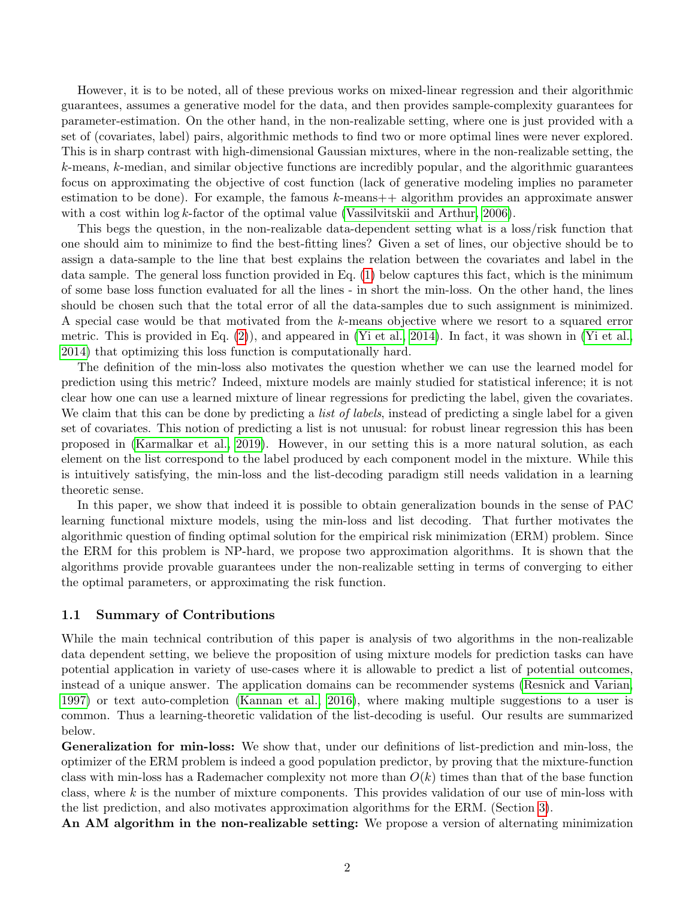However, it is to be noted, all of these previous works on mixed-linear regression and their algorithmic guarantees, assumes a generative model for the data, and then provides sample-complexity guarantees for parameter-estimation. On the other hand, in the non-realizable setting, where one is just provided with a set of (covariates, label) pairs, algorithmic methods to find two or more optimal lines were never explored. This is in sharp contrast with high-dimensional Gaussian mixtures, where in the non-realizable setting, the $k$-means, $k$-median, and similar objective functions are incredibly popular, and the algorithmic guarantees focus on approximating the objective of cost function (lack of generative modeling implies no parameter estimation to be done). For example, the famous $k$-means++ algorithm provides an approximate answer with a cost within $\log k$-factor of the optimal value (Vassilvitskii and Arthur, 2006).

This begs the question, in the non-realizable data-dependent setting what is a loss/risk function that one should aim to minimize to find the best-fitting lines? Given a set of lines, our objective should be to assign a data-sample to the line that best explains the relation between the covariates and label in the data sample. The general loss function provided in Eq. (1) below captures this fact, which is the minimum of some base loss function evaluated for all the lines - in short the min-loss. On the other hand, the lines should be chosen such that the total error of all the data-samples due to such assignment is minimized. A special case would be that motivated from the $k$-means objective where we resort to a squared error metric. This is provided in Eq. (2)), and appeared in (Yi et al., 2014). In fact, it was shown in (Yi et al., 2014) that optimizing this loss function is computationally hard.

The definition of the min-loss also motivates the question whether we can use the learned model for prediction using this metric? Indeed, mixture models are mainly studied for statistical inference; it is not clear how one can use a learned mixture of linear regressions for predicting the label, given the covariates. We claim that this can be done by predicting a *list of labels*, instead of predicting a single label for a given set of covariates. This notion of predicting a list is not unusual: for robust linear regression this has been proposed in (Karmalkar et al., 2019). However, in our setting this is a more natural solution, as each element on the list correspond to the label produced by each component model in the mixture. While this is intuitively satisfying, the min-loss and the list-decoding paradigm still needs validation in a learning theoretic sense.

In this paper, we show that indeed it is possible to obtain generalization bounds in the sense of PAC learning functional mixture models, using the min-loss and list decoding. That further motivates the algorithmic question of finding optimal solution for the empirical risk minimization (ERM) problem. Since the ERM for this problem is NP-hard, we propose two approximation algorithms. It is shown that the algorithms provide provable guarantees under the non-realizable setting in terms of converging to either the optimal parameters, or approximating the risk function.

### 1.1 Summary of Contributions

While the main technical contribution of this paper is analysis of two algorithms in the non-realizable data dependent setting, we believe the proposition of using mixture models for prediction tasks can have potential application in variety of use-cases where it is allowable to predict a list of potential outcomes, instead of a unique answer. The application domains can be recommender systems (Resnick and Varian, 1997) or text auto-completion (Kannan et al., 2016), where making multiple suggestions to a user is common. Thus a learning-theoretic validation of the list-decoding is useful. Our results are summarized below.

**Generalization for min-loss:** We show that, under our definitions of list-prediction and min-loss, the optimizer of the ERM problem is indeed a good population predictor, by proving that the mixture-function class with min-loss has a Rademacher complexity not more than $O(k)$ times than that of the base function class, where $k$ is the number of mixture components. This provides validation of our use of min-loss with the list prediction, and also motivates approximation algorithms for the ERM. (Section 3).

**An AM algorithm in the non-realizable setting:** We propose a version of alternating minimization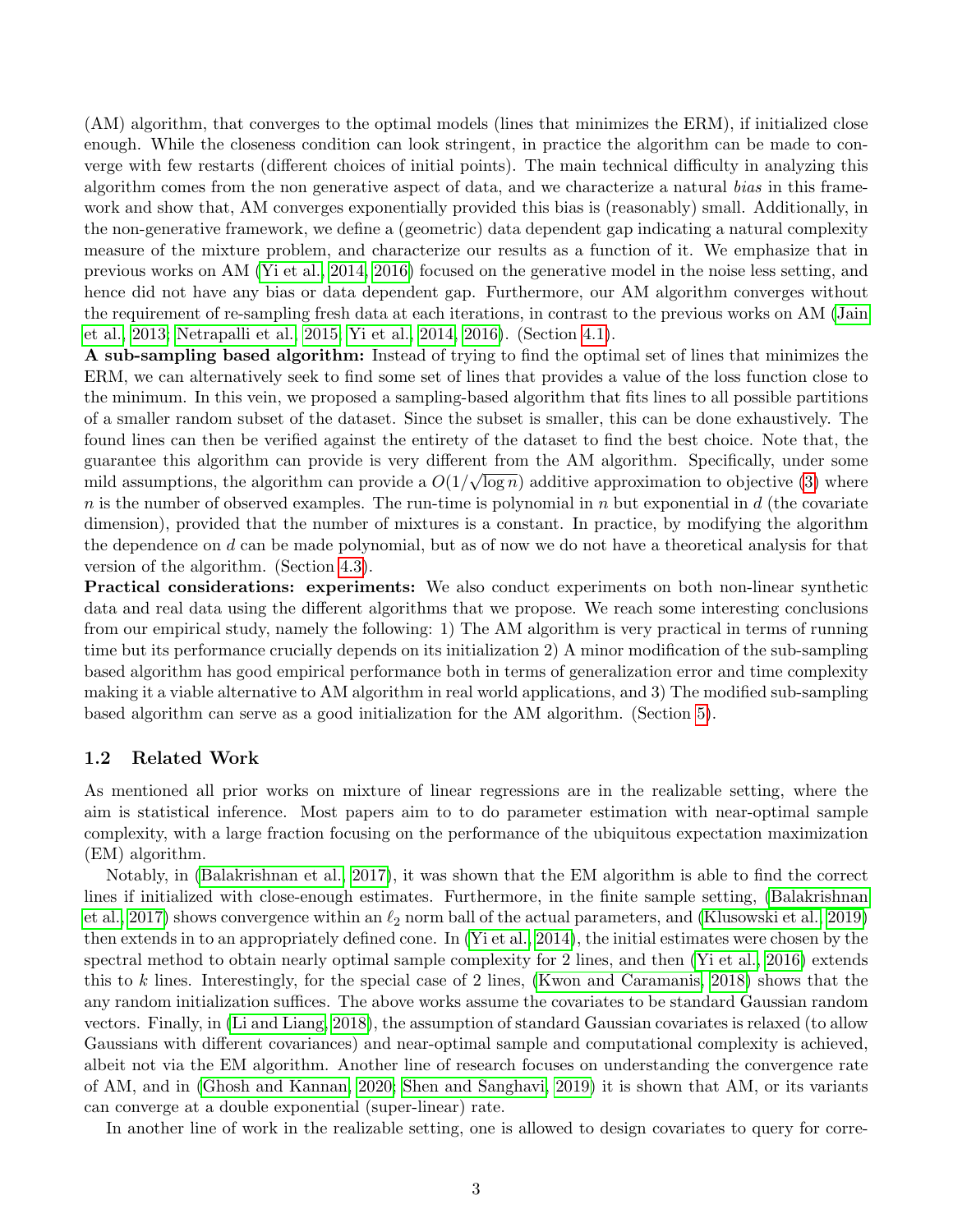(AM) algorithm, that converges to the optimal models (lines that minimizes the ERM), if initialized close enough. While the closeness condition can look stringent, in practice the algorithm can be made to converge with few restarts (different choices of initial points). The main technical difficulty in analyzing this algorithm comes from the non generative aspect of data, and we characterize a natural *bias* in this framework and show that, AM converges exponentially provided this bias is (reasonably) small. Additionally, in the non-generative framework, we define a (geometric) data dependent gap indicating a natural complexity measure of the mixture problem, and characterize our results as a function of it. We emphasize that in previous works on AM (Yi et al., 2014, 2016) focused on the generative model in the noise less setting, and hence did not have any bias or data dependent gap. Furthermore, our AM algorithm converges without the requirement of re-sampling fresh data at each iterations, in contrast to the previous works on AM (Jain et al., 2013; Netrapalli et al., 2015; Yi et al., 2014, 2016). (Section 4.1).

**A sub-sampling based algorithm:** Instead of trying to find the optimal set of lines that minimizes the ERM, we can alternatively seek to find some set of lines that provides a value of the loss function close to the minimum. In this vein, we proposed a sampling-based algorithm that fits lines to all possible partitions of a smaller random subset of the dataset. Since the subset is smaller, this can be done exhaustively. The found lines can then be verified against the entirety of the dataset to find the best choice. Note that, the guarantee this algorithm can provide is very different from the AM algorithm. Specifically, under some mild assumptions, the algorithm can provide a $O(1/\sqrt{\log n})$ additive approximation to objective (3) where $n$ is the number of observed examples. The run-time is polynomial in $n$ but exponential in $d$ (the covariate dimension), provided that the number of mixtures is a constant. In practice, by modifying the algorithm the dependence on $d$ can be made polynomial, but as of now we do not have a theoretical analysis for that version of the algorithm. (Section 4.3).

**Practical considerations: experiments:** We also conduct experiments on both non-linear synthetic data and real data using the different algorithms that we propose. We reach some interesting conclusions from our empirical study, namely the following: 1) The AM algorithm is very practical in terms of running time but its performance crucially depends on its initialization 2) A minor modification of the sub-sampling based algorithm has good empirical performance both in terms of generalization error and time complexity making it a viable alternative to AM algorithm in real world applications, and 3) The modified sub-sampling based algorithm can serve as a good initialization for the AM algorithm. (Section 5).

### 1.2 Related Work

As mentioned all prior works on mixture of linear regressions are in the realizable setting, where the aim is statistical inference. Most papers aim to to do parameter estimation with near-optimal sample complexity, with a large fraction focusing on the performance of the ubiquitous expectation maximization (EM) algorithm.

Notably, in (Balakrishnan et al., 2017), it was shown that the EM algorithm is able to find the correct lines if initialized with close-enough estimates. Furthermore, in the finite sample setting, (Balakrishnan et al., 2017) shows convergence within an $\ell_2$ norm ball of the actual parameters, and (Klusowski et al., 2019) then extends in to an appropriately defined cone. In (Yi et al., 2014), the initial estimates were chosen by the spectral method to obtain nearly optimal sample complexity for 2 lines, and then (Yi et al., 2016) extends this to $k$ lines. Interestingly, for the special case of 2 lines, (Kwon and Caramanis, 2018) shows that the any random initialization suffices. The above works assume the covariates to be standard Gaussian random vectors. Finally, in (Li and Liang, 2018), the assumption of standard Gaussian covariates is relaxed (to allow Gaussians with different covariances) and near-optimal sample and computational complexity is achieved, albeit not via the EM algorithm. Another line of research focuses on understanding the convergence rate of AM, and in (Ghosh and Kannan, 2020; Shen and Sanghavi, 2019) it is shown that AM, or its variants can converge at a double exponential (super-linear) rate.

In another line of work in the realizable setting, one is allowed to design covariates to query for corre-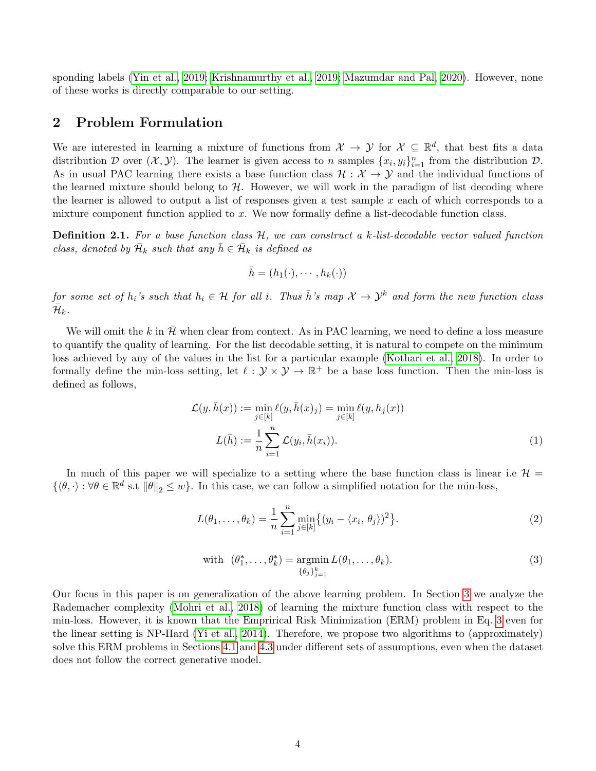sponding labels (Yin et al., 2019; Krishnamurthy et al., 2019; Mazumdar and Pal, 2020). However, none of these works is directly comparable to our setting.

## 2 Problem Formulation

We are interested in learning a mixture of functions from $\mathcal{X} \to \mathcal{Y}$ for $\mathcal{X} \subseteq \mathbb{R}^d$, that best fits a data distribution $\mathcal{D}$ over $(\mathcal{X}, \mathcal{Y})$. The learner is given access to $n$ samples $\{x_i, y_i\}_{i=1}^n$ from the distribution $\mathcal{D}$. As in usual PAC learning there exists a base function class $\mathcal{H} : \mathcal{X} \to \mathcal{Y}$ and the individual functions of the learned mixture should belong to $\mathcal{H}$. However, we will work in the paradigm of list decoding where the learner is allowed to output a list of responses given a test sample $x$ each of which corresponds to a mixture component function applied to $x$. We now formally define a list-decodable function class.

**Definition 2.1.** *For a base function class $\mathcal{H}$, we can construct a $k$-list-decodable vector valued function class, denoted by $\bar{\mathcal{H}}_k$ such that any $\bar{h} \in \bar{\mathcal{H}}_k$ is defined as*

$$\bar{h} = (h_1(\cdot), \cdots, h_k(\cdot))$$

*for some set of $h_i$'s such that $h_i \in \mathcal{H}$ for all $i$. Thus $\bar{h}$'s map $\mathcal{X} \to \mathcal{Y}^k$ and form the new function class $\bar{\mathcal{H}}_k$.*

We will omit the $k$ in $\bar{\mathcal{H}}$ when clear from context. As in PAC learning, we need to define a loss measure to quantify the quality of learning. For the list decodable setting, it is natural to compete on the minimum loss achieved by any of the values in the list for a particular example (Kothari et al., 2018). In order to formally define the min-loss setting, let $\ell : \mathcal{Y} \times \mathcal{Y} \to \mathbb{R}^+$ be a base loss function. Then the min-loss is defined as follows,

$$\mathcal{L}(y, \bar{h}(x)) := \min_{j \in [k]} \ell(y, \bar{h}(x)_j) = \min_{j \in [k]} \ell(y, h_j(x))$$
$$L(\bar{h}) := \frac{1}{n} \sum_{i=1}^{n} \mathcal{L}(y_i, \bar{h}(x_i)). \tag{1}$$

In much of this paper we will specialize to a setting where the base function class is linear i.e $\mathcal{H} = \{\langle \theta, \cdot \rangle : \forall \theta \in \mathbb{R}^d \text{ s.t } \|\theta\|_2 \leq w\}$. In this case, we can follow a simplified notation for the min-loss,

$$L(\theta_1, \ldots, \theta_k) = \frac{1}{n} \sum_{i=1}^{n} \min_{j \in [k]} \big\{ (y_i - \langle x_i, \theta_j \rangle)^2 \big\}. \tag{2}$$

$$\text{with } \ (\theta_1^*, \ldots, \theta_k^*) = \operatorname*{argmin}_{\{\theta_j\}_{j=1}^k} L(\theta_1, \ldots, \theta_k). \tag{3}$$

Our focus in this paper is on generalization of the above learning problem. In Section 3 we analyze the Rademacher complexity (Mohri et al., 2018) of learning the mixture function class with respect to the min-loss. However, it is known that the Emprirical Risk Minimization (ERM) problem in Eq. 3 even for the linear setting is NP-Hard (Yi et al., 2014). Therefore, we propose two algorithms to (approximately) solve this ERM problems in Sections 4.1 and 4.3 under different sets of assumptions, even when the dataset does not follow the correct generative model.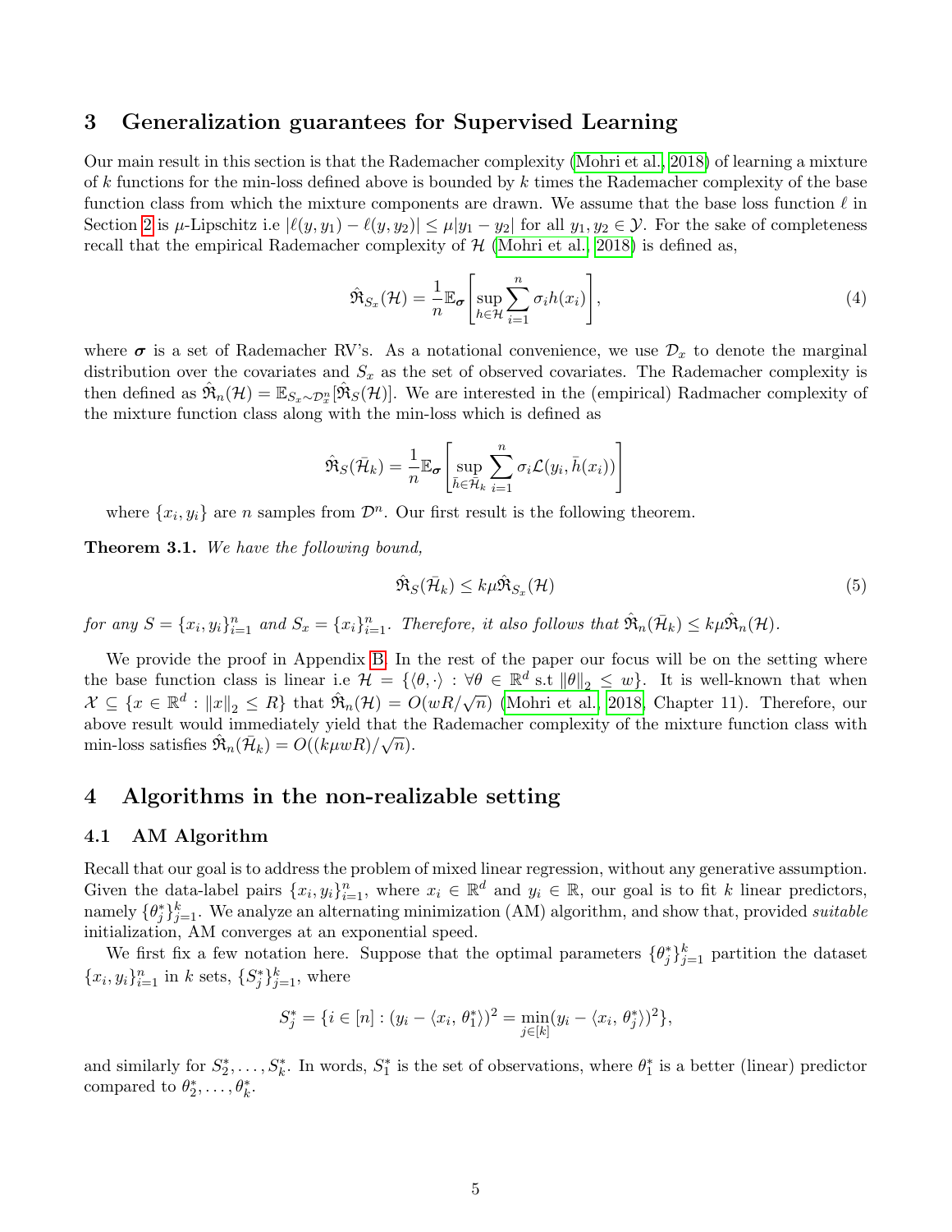## 3 Generalization guarantees for Supervised Learning

Our main result in this section is that the Rademacher complexity (Mohri et al., 2018) of learning a mixture of $k$ functions for the min-loss defined above is bounded by $k$ times the Rademacher complexity of the base function class from which the mixture components are drawn. We assume that the base loss function $\ell$ in Section 2 is $\mu$-Lipschitz i.e $|\ell(y, y_1) - \ell(y, y_2)| \leq \mu |y_1 - y_2|$ for all $y_1, y_2 \in \mathcal{Y}$. For the sake of completeness recall that the empirical Rademacher complexity of $\mathcal{H}$ (Mohri et al., 2018) is defined as,

$$\hat{\mathfrak{R}}_{S_x}(\mathcal{H}) = \frac{1}{n} \mathbb{E}_{\boldsymbol{\sigma}} \left[ \sup_{h \in \mathcal{H}} \sum_{i=1}^{n} \sigma_i h(x_i) \right], \tag{4}$$

where $\boldsymbol{\sigma}$ is a set of Rademacher RV's. As a notational convenience, we use $\mathcal{D}_x$ to denote the marginal distribution over the covariates and $S_x$ as the set of observed covariates. The Rademacher complexity is then defined as $\hat{\mathfrak{R}}_n(\mathcal{H}) = \mathbb{E}_{S_x \sim \mathcal{D}_x^n}[\hat{\mathfrak{R}}_S(\mathcal{H})]$. We are interested in the (empirical) Radmacher complexity of the mixture function class along with the min-loss which is defined as

$$\hat{\mathfrak{R}}_S(\bar{\mathcal{H}}_k) = \frac{1}{n} \mathbb{E}_{\boldsymbol{\sigma}} \left[ \sup_{\bar{h} \in \bar{\mathcal{H}}_k} \sum_{i=1}^{n} \sigma_i \mathcal{L}(y_i, \bar{h}(x_i)) \right]$$

where $\{x_i, y_i\}$ are $n$ samples from $\mathcal{D}^n$. Our first result is the following theorem.

**Theorem 3.1.** *We have the following bound,*

$$\hat{\mathfrak{R}}_S(\bar{\mathcal{H}}_k) \leq k\mu \hat{\mathfrak{R}}_{S_x}(\mathcal{H}) \tag{5}$$

*for any $S = \{x_i, y_i\}_{i=1}^n$ and $S_x = \{x_i\}_{i=1}^n$. Therefore, it also follows that $\hat{\mathfrak{R}}_n(\bar{\mathcal{H}}_k) \leq k\mu \hat{\mathfrak{R}}_n(\mathcal{H})$.*

We provide the proof in Appendix B. In the rest of the paper our focus will be on the setting where the base function class is linear i.e $\mathcal{H} = \{\langle \theta, \cdot \rangle : \forall \theta \in \mathbb{R}^d \text{ s.t } \|\theta\|_2 \leq w\}$. It is well-known that when $\mathcal{X} \subseteq \{x \in \mathbb{R}^d : \|x\|_2 \leq R\}$ that $\hat{\mathfrak{R}}_n(\mathcal{H}) = O(wR/\sqrt{n})$ (Mohri et al., 2018, Chapter 11). Therefore, our above result would immediately yield that the Rademacher complexity of the mixture function class with min-loss satisfies $\hat{\mathfrak{R}}_n(\bar{\mathcal{H}}_k) = O((k\mu wR)/\sqrt{n})$.

## 4 Algorithms in the non-realizable setting

### 4.1 AM Algorithm

Recall that our goal is to address the problem of mixed linear regression, without any generative assumption. Given the data-label pairs $\{x_i, y_i\}_{i=1}^n$, where $x_i \in \mathbb{R}^d$ and $y_i \in \mathbb{R}$, our goal is to fit $k$ linear predictors, namely $\{\theta_j^*\}_{j=1}^k$. We analyze an alternating minimization (AM) algorithm, and show that, provided *suitable* initialization, AM converges at an exponential speed.

We first fix a few notation here. Suppose that the optimal parameters $\{\theta_j^*\}_{j=1}^k$ partition the dataset $\{x_i, y_i\}_{i=1}^n$ in $k$ sets, $\{S_j^*\}_{j=1}^k$, where

$$S_j^* = \{i \in [n] : (y_i - \langle x_i, \theta_1^* \rangle)^2 = \min_{j \in [k]} (y_i - \langle x_i, \theta_j^* \rangle)^2\},$$

and similarly for $S_2^*, \ldots, S_k^*$. In words, $S_1^*$ is the set of observations, where $\theta_1^*$ is a better (linear) predictor compared to $\theta_2^*, \ldots, \theta_k^*$.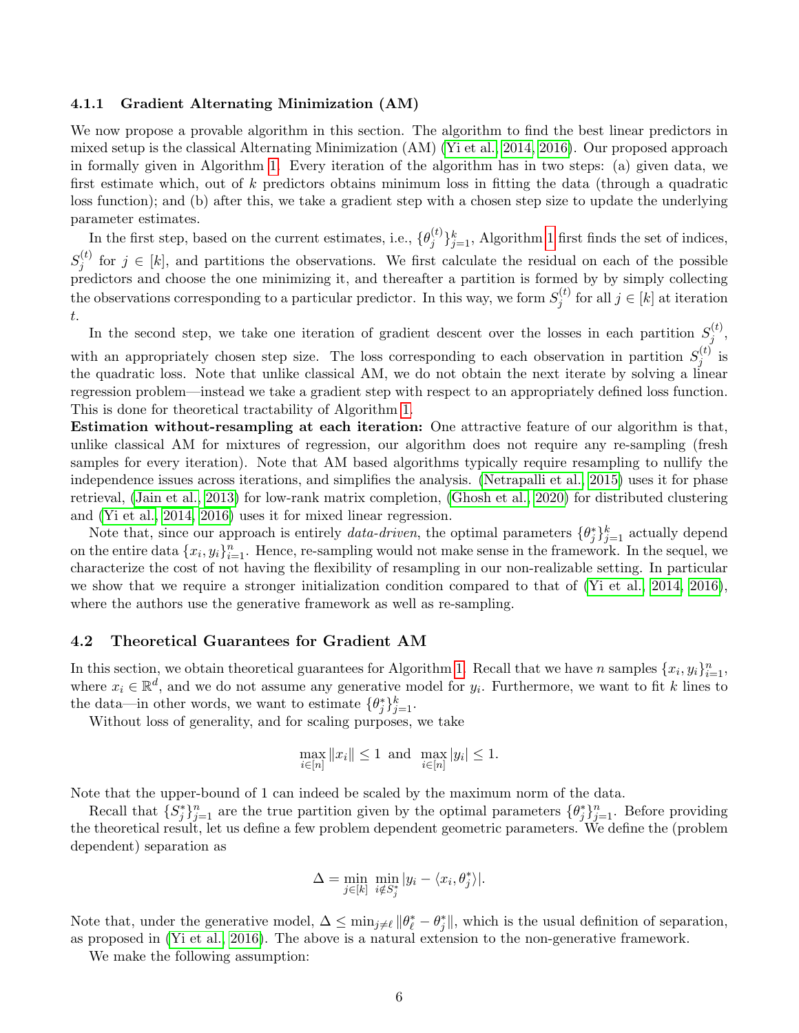### 4.1.1 Gradient Alternating Minimization (AM)

We now propose a provable algorithm in this section. The algorithm to find the best linear predictors in mixed setup is the classical Alternating Minimization (AM) (Yi et al., 2014, 2016). Our proposed approach in formally given in Algorithm 1. Every iteration of the algorithm has in two steps: (a) given data, we first estimate which, out of $k$ predictors obtains minimum loss in fitting the data (through a quadratic loss function); and (b) after this, we take a gradient step with a chosen step size to update the underlying parameter estimates.

In the first step, based on the current estimates, i.e., $\{\theta_j^{(t)}\}_{j=1}^k$, Algorithm 1 first finds the set of indices, $S_j^{(t)}$ for $j \in [k]$, and partitions the observations. We first calculate the residual on each of the possible predictors and choose the one minimizing it, and thereafter a partition is formed by by simply collecting the observations corresponding to a particular predictor. In this way, we form $S_j^{(t)}$ for all $j \in [k]$ at iteration $t$.

In the second step, we take one iteration of gradient descent over the losses in each partition $S_j^{(t)}$, with an appropriately chosen step size. The loss corresponding to each observation in partition $S_j^{(t)}$ is the quadratic loss. Note that unlike classical AM, we do not obtain the next iterate by solving a linear regression problem—instead we take a gradient step with respect to an appropriately defined loss function. This is done for theoretical tractability of Algorithm 1.

**Estimation without-resampling at each iteration:** One attractive feature of our algorithm is that, unlike classical AM for mixtures of regression, our algorithm does not require any re-sampling (fresh samples for every iteration). Note that AM based algorithms typically require resampling to nullify the independence issues across iterations, and simplifies the analysis. (Netrapalli et al., 2015) uses it for phase retrieval, (Jain et al., 2013) for low-rank matrix completion, (Ghosh et al., 2020) for distributed clustering and (Yi et al., 2014, 2016) uses it for mixed linear regression.

Note that, since our approach is entirely *data-driven*, the optimal parameters $\{\theta_j^*\}_{j=1}^k$ actually depend on the entire data $\{x_i, y_i\}_{i=1}^n$. Hence, re-sampling would not make sense in the framework. In the sequel, we characterize the cost of not having the flexibility of resampling in our non-realizable setting. In particular we show that we require a stronger initialization condition compared to that of (Yi et al., 2014, 2016), where the authors use the generative framework as well as re-sampling.

## 4.2 Theoretical Guarantees for Gradient AM

In this section, we obtain theoretical guarantees for Algorithm 1. Recall that we have $n$ samples $\{x_i, y_i\}_{i=1}^n$, where $x_i \in \mathbb{R}^d$, and we do not assume any generative model for $y_i$. Furthermore, we want to fit $k$ lines to the data—in other words, we want to estimate $\{\theta_j^*\}_{j=1}^k$.

Without loss of generality, and for scaling purposes, we take

$$\max_{i \in [n]} \|x_i\| \leq 1 \text{ and } \max_{i \in [n]} |y_i| \leq 1.$$

Note that the upper-bound of 1 can indeed be scaled by the maximum norm of the data.

Recall that $\{S_j^*\}_{j=1}^n$ are the true partition given by the optimal parameters $\{\theta_j^*\}_{j=1}^n$. Before providing the theoretical result, let us define a few problem dependent geometric parameters. We define the (problem dependent) separation as

$$\Delta = \min_{j \in [k]} \min_{i \notin S_j^*} |y_i - \langle x_i, \theta_j^* \rangle|.$$

Note that, under the generative model, $\Delta \leq \min_{j \neq \ell} \|\theta_\ell^* - \theta_j^*\|$, which is the usual definition of separation, as proposed in (Yi et al., 2016). The above is a natural extension to the non-generative framework.

We make the following assumption: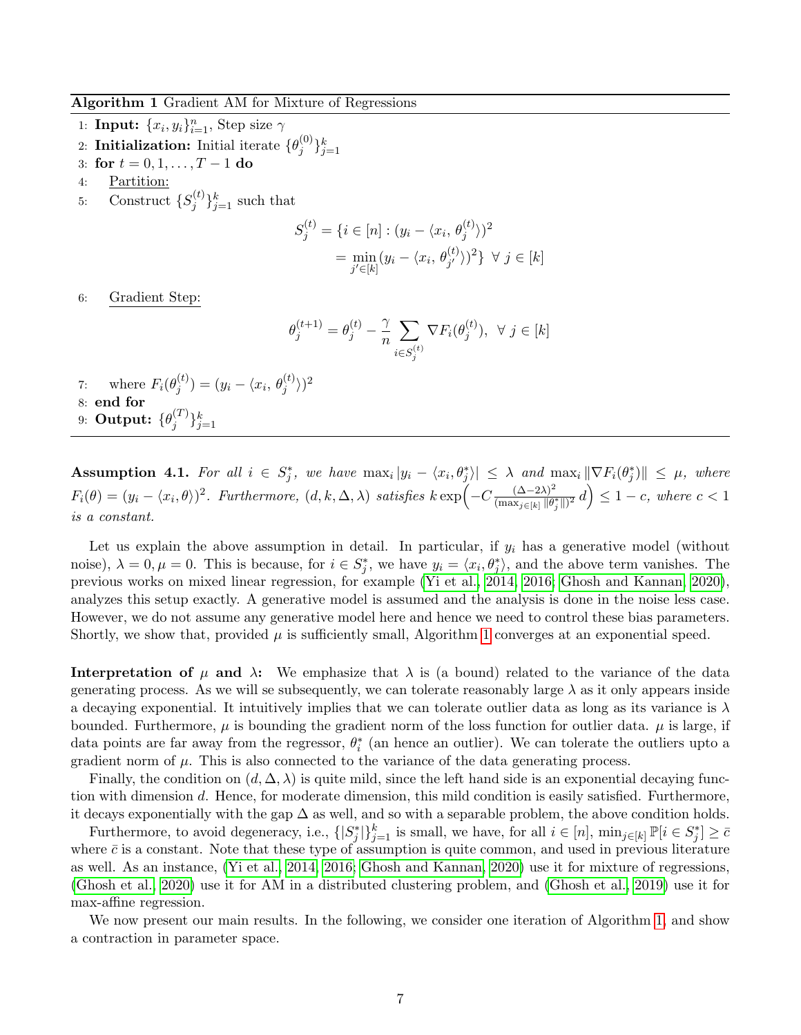**Algorithm 1** Gradient AM for Mixture of Regressions

1: **Input:** $\{x_i, y_i\}_{i=1}^n$, Step size $\gamma$

2: **Initialization:** Initial iterate $\{\theta_j^{(0)}\}_{j=1}^k$

3: **for** $t = 0, 1, \ldots, T-1$ **do**

4: Partition:

5: Construct $\{S_j^{(t)}\}_{j=1}^k$ such that

$$S_j^{(t)} = \{i \in [n] : (y_i - \langle x_i, \theta_j^{(t)} \rangle)^2 = \min_{j' \in [k]} (y_i - \langle x_i, \theta_{j'}^{(t)} \rangle)^2\} \ \forall \ j \in [k]$$

6: Gradient Step:

$$\theta_j^{(t+1)} = \theta_j^{(t)} - \frac{\gamma}{n} \sum_{i \in S_j^{(t)}} \nabla F_i(\theta_j^{(t)}), \ \forall \ j \in [k]$$

7: where $F_i(\theta_j^{(t)}) = (y_i - \langle x_i, \theta_j^{(t)} \rangle)^2$

8: **end for**

9: **Output:** $\{\theta_j^{(T)}\}_{j=1}^k$

**Assumption 4.1.** *For all $i \in S_j^*$, we have $\max_i |y_i - \langle x_i, \theta_j^* \rangle| \leq \lambda$ and $\max_i \|\nabla F_i(\theta_j^*)\| \leq \mu$, where $F_i(\theta) = (y_i - \langle x_i, \theta \rangle)^2$. Furthermore, $(d, k, \Delta, \lambda)$ satisfies $k \exp\Big(-C \frac{(\Delta - 2\lambda)^2}{(\max_{j \in [k]} \|\theta_j^*\|)^2} \, d\Big) \leq 1 - c$, where $c < 1$ is a constant.*

Let us explain the above assumption in detail. In particular, if $y_i$ has a generative model (without noise), $\lambda = 0, \mu = 0$. This is because, for $i \in S_j^*$, we have $y_i = \langle x_i, \theta_j^* \rangle$, and the above term vanishes. The previous works on mixed linear regression, for example (Yi et al., 2014, 2016; Ghosh and Kannan, 2020), analyzes this setup exactly. A generative model is assumed and the analysis is done in the noise less case. However, we do not assume any generative model here and hence we need to control these bias parameters. Shortly, we show that, provided $\mu$ is sufficiently small, Algorithm 1 converges at an exponential speed.

**Interpretation of $\mu$ and $\lambda$:** We emphasize that $\lambda$ is (a bound) related to the variance of the data generating process. As we will se subsequently, we can tolerate reasonably large $\lambda$ as it only appears inside a decaying exponential. It intuitively implies that we can tolerate outlier data as long as its variance is $\lambda$ bounded. Furthermore, $\mu$ is bounding the gradient norm of the loss function for outlier data. $\mu$ is large, if data points are far away from the regressor, $\theta_i^*$ (an hence an outlier). We can tolerate the outliers upto a gradient norm of $\mu$. This is also connected to the variance of the data generating process.

Finally, the condition on $(d, \Delta, \lambda)$ is quite mild, since the left hand side is an exponential decaying function with dimension $d$. Hence, for moderate dimension, this mild condition is easily satisfied. Furthermore, it decays exponentially with the gap $\Delta$ as well, and so with a separable problem, the above condition holds.

Furthermore, to avoid degeneracy, i.e., $\{|S_j^*|\}_{j=1}^k$ is small, we have, for all $i \in [n]$, $\min_{j \in [k]} \mathbb{P}[i \in S_j^*] \geq \bar{c}$ where $\bar{c}$ is a constant. Note that these type of assumption is quite common, and used in previous literature as well. As an instance, (Yi et al., 2014, 2016; Ghosh and Kannan, 2020) use it for mixture of regressions, (Ghosh et al., 2020) use it for AM in a distributed clustering problem, and (Ghosh et al., 2019) use it for max-affine regression.

We now present our main results. In the following, we consider one iteration of Algorithm 1, and show a contraction in parameter space.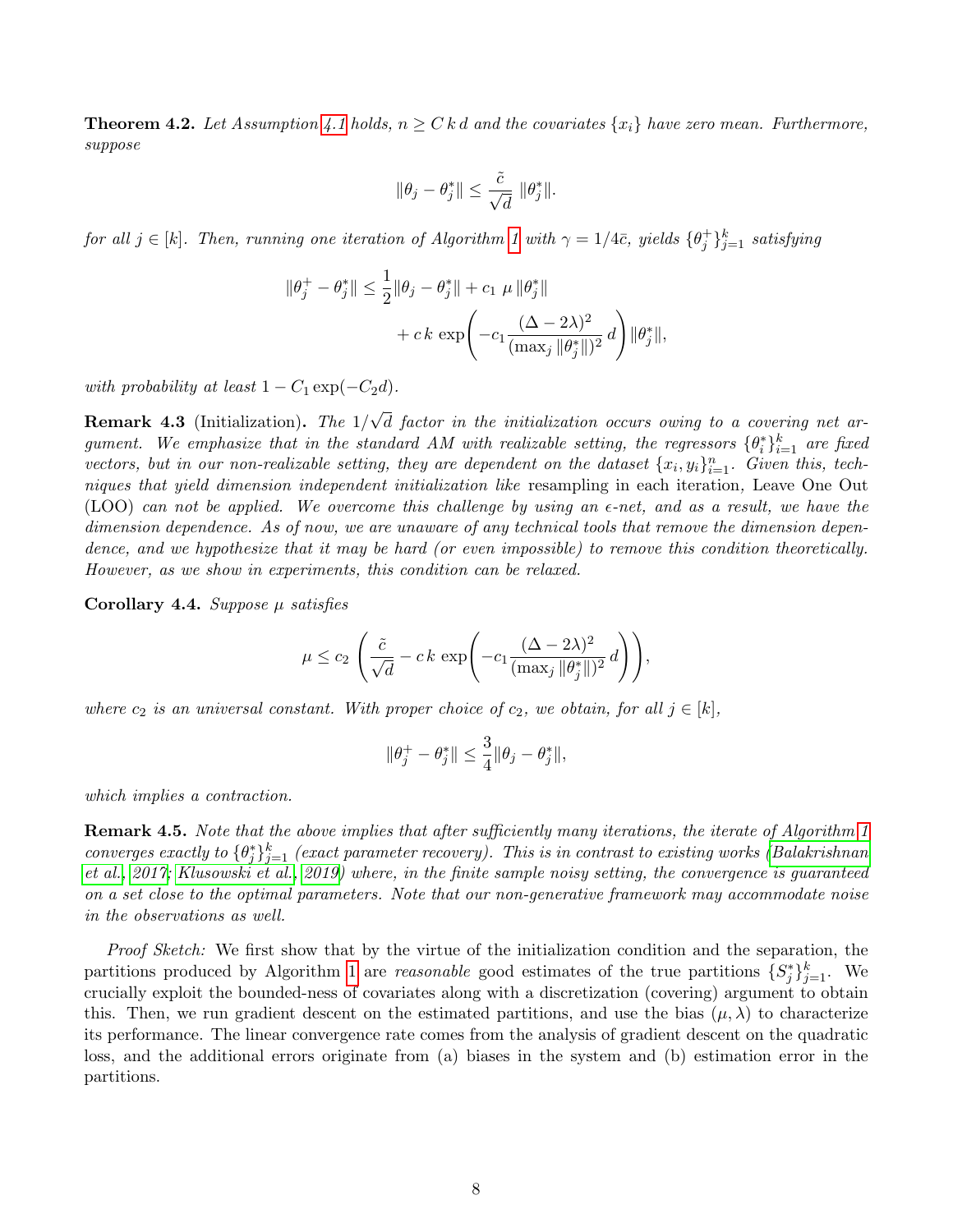**Theorem 4.2.** *Let Assumption 4.1 holds, $n \geq C\, k\, d$ and the covariates $\{x_i\}$ have zero mean. Furthermore, suppose*

$$\|\theta_j - \theta_j^*\| \leq \frac{\tilde{c}}{\sqrt{d}}\, \|\theta_j^*\|.$$

*for all $j \in [k]$. Then, running one iteration of Algorithm 1 with $\gamma = 1/4\bar{c}$, yields $\{\theta_j^+\}_{j=1}^k$ satisfying*

$$\|\theta_j^+ - \theta_j^*\| \leq \frac{1}{2}\|\theta_j - \theta_j^*\| + c_1\, \mu\, \|\theta_j^*\| + c\, k\, \exp\left(-c_1 \frac{(\Delta - 2\lambda)^2}{(\max_j \|\theta_j^*\|)^2}\, d\right) \|\theta_j^*\|,$$

*with probability at least $1 - C_1 \exp(-C_2 d)$.*

**Remark 4.3** (Initialization)**.** *The $1/\sqrt{d}$ factor in the initialization occurs owing to a covering net argument. We emphasize that in the standard AM with realizable setting, the regressors $\{\theta_i^*\}_{i=1}^k$ are fixed vectors, but in our non-realizable setting, they are dependent on the dataset $\{x_i, y_i\}_{i=1}^n$. Given this, techniques that yield dimension independent initialization like* resampling in each iteration, Leave One Out (LOO) *can not be applied. We overcome this challenge by using an $\epsilon$-net, and as a result, we have the dimension dependence. As of now, we are unaware of any technical tools that remove the dimension dependence, and we hypothesize that it may be hard (or even impossible) to remove this condition theoretically. However, as we show in experiments, this condition can be relaxed.*

**Corollary 4.4.** *Suppose $\mu$ satisfies*

$$\mu \leq c_2 \left( \frac{\tilde{c}}{\sqrt{d}} - c\, k\, \exp\left(-c_1 \frac{(\Delta - 2\lambda)^2}{(\max_j \|\theta_j^*\|)^2}\, d\right)\right),$$

*where $c_2$ is an universal constant. With proper choice of $c_2$, we obtain, for all $j \in [k]$,*

$$\|\theta_j^+ - \theta_j^*\| \leq \frac{3}{4}\|\theta_j - \theta_j^*\|,$$

*which implies a contraction.*

**Remark 4.5.** *Note that the above implies that after sufficiently many iterations, the iterate of Algorithm 1 converges exactly to $\{\theta_j^*\}_{j=1}^k$ (exact parameter recovery). This is in contrast to existing works (Balakrishnan et al., 2017; Klusowski et al., 2019) where, in the finite sample noisy setting, the convergence is guaranteed on a set close to the optimal parameters. Note that our non-generative framework may accommodate noise in the observations as well.*

*Proof Sketch:* We first show that by the virtue of the initialization condition and the separation, the partitions produced by Algorithm 1 are *reasonable* good estimates of the true partitions $\{S_j^*\}_{j=1}^k$. We crucially exploit the bounded-ness of covariates along with a discretization (covering) argument to obtain this. Then, we run gradient descent on the estimated partitions, and use the bias $(\mu, \lambda)$ to characterize its performance. The linear convergence rate comes from the analysis of gradient descent on the quadratic loss, and the additional errors originate from (a) biases in the system and (b) estimation error in the partitions.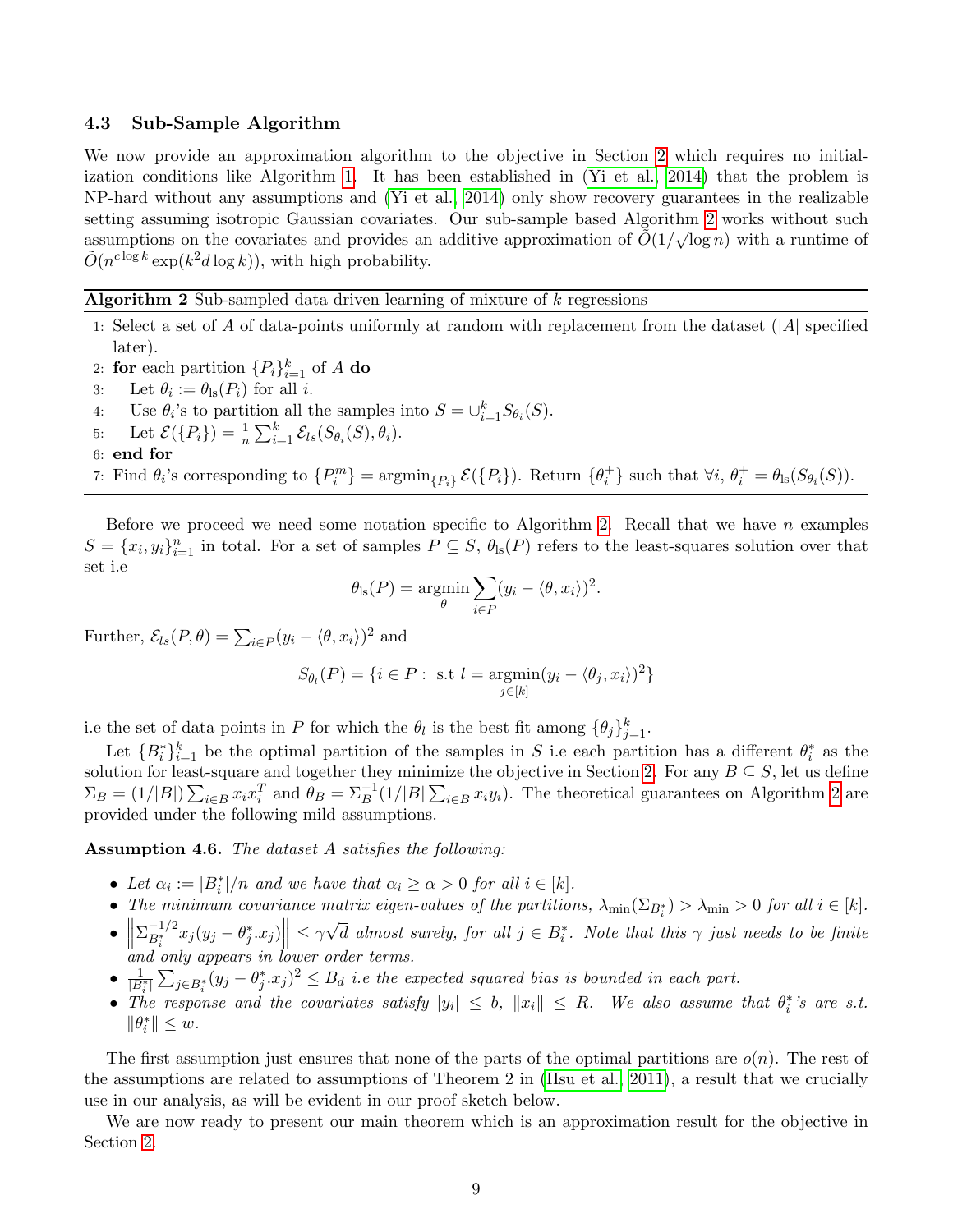### 4.3 Sub-Sample Algorithm

We now provide an approximation algorithm to the objective in Section 2 which requires no initialization conditions like Algorithm 1. It has been established in (Yi et al., 2014) that the problem is NP-hard without any assumptions and (Yi et al., 2014) only show recovery guarantees in the realizable setting assuming isotropic Gaussian covariates. Our sub-sample based Algorithm 2 works without such assumptions on the covariates and provides an additive approximation of $\tilde{O}(1/\sqrt{\log n})$ with a runtime of $\tilde{O}(n^{c \log k} \exp(k^2 d \log k))$, with high probability.

---

**Algorithm 2** Sub-sampled data driven learning of mixture of $k$ regressions

1. Select a set of $A$ of data-points uniformly at random with replacement from the dataset ($|A|$ specified later).
2. **for** each partition $\{P_i\}_{i=1}^k$ of $A$ **do**
3. Let $\theta_i := \theta_{\text{ls}}(P_i)$ for all $i$.
4. Use $\theta_i$'s to partition all the samples into $S = \cup_{i=1}^k S_{\theta_i}(S)$.
5. Let $\mathcal{E}(\{P_i\}) = \frac{1}{n}\sum_{i=1}^k \mathcal{E}_{ls}(S_{\theta_i}(S), \theta_i)$.
6. **end for**
7. Find $\theta_i$'s corresponding to $\{P_i^m\} = \text{argmin}_{\{P_i\}} \mathcal{E}(\{P_i\})$. Return $\{\theta_i^+\}$ such that $\forall i$, $\theta_i^+ = \theta_{\text{ls}}(S_{\theta_i}(S))$.

---

Before we proceed we need some notation specific to Algorithm 2. Recall that we have $n$ examples $S = \{x_i, y_i\}_{i=1}^n$ in total. For a set of samples $P \subseteq S$, $\theta_{\text{ls}}(P)$ refers to the least-squares solution over that set i.e

$$\theta_{\text{ls}}(P) = \underset{\theta}{\text{argmin}} \sum_{i \in P} (y_i - \langle \theta, x_i \rangle)^2.$$

Further, $\mathcal{E}_{ls}(P, \theta) = \sum_{i \in P}(y_i - \langle \theta, x_i \rangle)^2$ and

$$S_{\theta_l}(P) = \{i \in P : \text{ s.t } l = \underset{j \in [k]}{\text{argmin}} (y_i - \langle \theta_j, x_i \rangle)^2\}$$

i.e the set of data points in $P$ for which the $\theta_l$ is the best fit among $\{\theta_j\}_{j=1}^k$.

Let $\{B_i^*\}_{i=1}^k$ be the optimal partition of the samples in $S$ i.e each partition has a different $\theta_i^*$ as the solution for least-square and together they minimize the objective in Section 2. For any $B \subseteq S$, let us define $\Sigma_B = (1/|B|)\sum_{i \in B} x_i x_i^T$ and $\theta_B = \Sigma_B^{-1}(1/|B| \sum_{i \in B} x_i y_i)$. The theoretical guarantees on Algorithm 2 are provided under the following mild assumptions.

**Assumption 4.6.** *The dataset $A$ satisfies the following:*

- *Let $\alpha_i := |B_i^*|/n$ and we have that $\alpha_i \geq \alpha > 0$ for all $i \in [k]$.*
- *The minimum covariance matrix eigen-values of the partitions, $\lambda_{\min}(\Sigma_{B_i^*}) > \lambda_{\min} > 0$ for all $i \in [k]$.*
- *$\left\| \Sigma_{B_i^*}^{-1/2} x_j (y_j - \theta_j^* . x_j) \right\| \leq \gamma \sqrt{d}$ almost surely, for all $j \in B_i^*$. Note that this $\gamma$ just needs to be finite and only appears in lower order terms.*
- *$\frac{1}{|B_i^*|} \sum_{j \in B_i^*} (y_j - \theta_j^* . x_j)^2 \leq B_d$ i.e the expected squared bias is bounded in each part.*
- *The response and the covariates satisfy $|y_i| \leq b$, $\|x_i\| \leq R$. We also assume that $\theta_i^*$'s are s.t. $\|\theta_i^*\| \leq w$.*

The first assumption just ensures that none of the parts of the optimal partitions are $o(n)$. The rest of the assumptions are related to assumptions of Theorem 2 in (Hsu et al., 2011), a result that we crucially use in our analysis, as will be evident in our proof sketch below.

We are now ready to present our main theorem which is an approximation result for the objective in Section 2.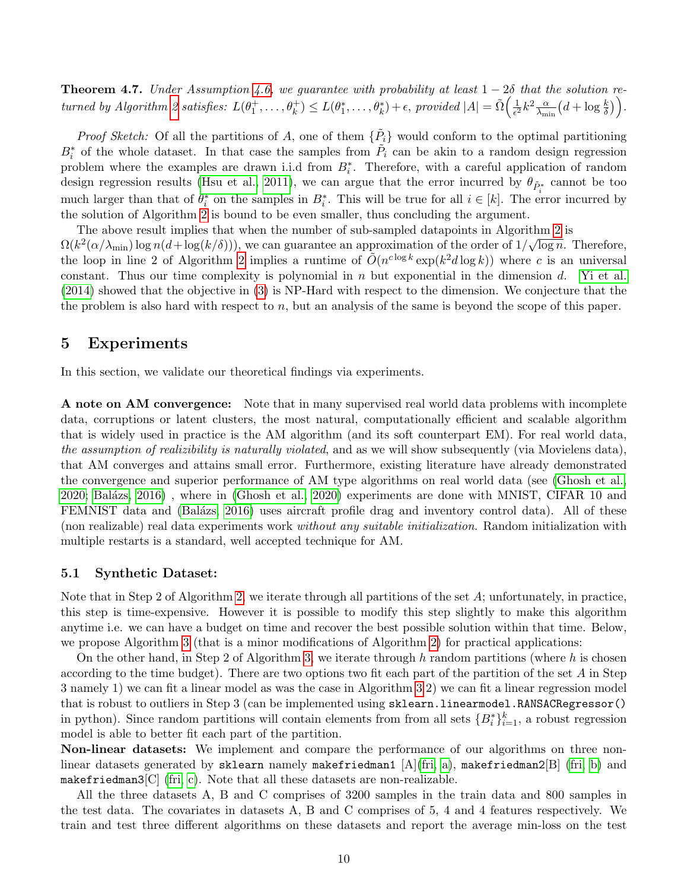**Theorem 4.7.** *Under Assumption 4.6, we guarantee with probability at least $1 - 2\delta$ that the solution returned by Algorithm 2 satisfies:* $L(\theta_1^+, \ldots, \theta_k^+) \leq L(\theta_1^*, \ldots, \theta_k^*) + \epsilon$, *provided* $|A| = \tilde{\Omega}\Big(\frac{1}{\epsilon^2} k^2 \frac{\alpha}{\lambda_{\min}}\big(d + \log \frac{k}{\delta}\big)\Big)$.

*Proof Sketch:* Of all the partitions of $A$, one of them $\{\tilde{P}_i\}$ would conform to the optimal partitioning $B_i^*$ of the whole dataset. In that case the samples from $\tilde{P}_i$ can be akin to a random design regression problem where the examples are drawn i.i.d from $B_i^*$. Therefore, with a careful application of random design regression results (Hsu et al., 2011), we can argue that the error incurred by $\theta_{\tilde{P}_i^*}$ cannot be too much larger than that of $\theta_i^*$ on the samples in $B_i^*$. This will be true for all $i \in [k]$. The error incurred by the solution of Algorithm 2 is bound to be even smaller, thus concluding the argument.

The above result implies that when the number of sub-sampled datapoints in Algorithm 2 is $\Omega(k^2(\alpha/\lambda_{\min}) \log n(d + \log(k/\delta)))$, we can guarantee an approximation of the order of $1/\sqrt{\log n}$. Therefore, the loop in line 2 of Algorithm 2 implies a runtime of $\tilde{O}(n^{c\log k} \exp(k^2 d \log k))$ where $c$ is an universal constant. Thus our time complexity is polynomial in $n$ but exponential in the dimension $d$. Yi et al. (2014) showed that the objective in (3) is NP-Hard with respect to the dimension. We conjecture that the the problem is also hard with respect to $n$, but an analysis of the same is beyond the scope of this paper.

## 5 Experiments

In this section, we validate our theoretical findings via experiments.

**A note on AM convergence:** Note that in many supervised real world data problems with incomplete data, corruptions or latent clusters, the most natural, computationally efficient and scalable algorithm that is widely used in practice is the AM algorithm (and its soft counterpart EM). For real world data, *the assumption of realizibility is naturally violated*, and as we will show subsequently (via Movielens data), that AM converges and attains small error. Furthermore, existing literature have already demonstrated the convergence and superior performance of AM type algorithms on real world data (see (Ghosh et al., 2020; Balázs, 2016) , where in (Ghosh et al., 2020) experiments are done with MNIST, CIFAR 10 and FEMNIST data and (Balázs, 2016) uses aircraft profile drag and inventory control data). All of these (non realizable) real data experiments work *without any suitable initialization*. Random initialization with multiple restarts is a standard, well accepted technique for AM.

### 5.1 Synthetic Dataset:

Note that in Step 2 of Algorithm 2, we iterate through all partitions of the set $A$; unfortunately, in practice, this step is time-expensive. However it is possible to modify this step slightly to make this algorithm anytime i.e. we can have a budget on time and recover the best possible solution within that time. Below, we propose Algorithm 3 (that is a minor modifications of Algorithm 2) for practical applications:

On the other hand, in Step 2 of Algorithm 3, we iterate through $h$ random partitions (where $h$ is chosen according to the time budget). There are two options two fit each part of the partition of the set $A$ in Step 3 namely 1) we can fit a linear model as was the case in Algorithm 3 2) we can fit a linear regression model that is robust to outliers in Step 3 (can be implemented using `sklearn.linearmodel.RANSACRegressor()` in python). Since random partitions will contain elements from from all sets $\{B_i^*\}_{i=1}^k$, a robust regression model is able to better fit each part of the partition.

**Non-linear datasets:** We implement and compare the performance of our algorithms on three non-linear datasets generated by `sklearn` namely `makefriedman1` [A](fri, a), `makefriedman2`[B] (fri, b) and `makefriedman3`[C] (fri, c). Note that all these datasets are non-realizable.

All the three datasets A, B and C comprises of 3200 samples in the train data and 800 samples in the test data. The covariates in datasets A, B and C comprises of 5, 4 and 4 features respectively. We train and test three different algorithms on these datasets and report the average min-loss on the test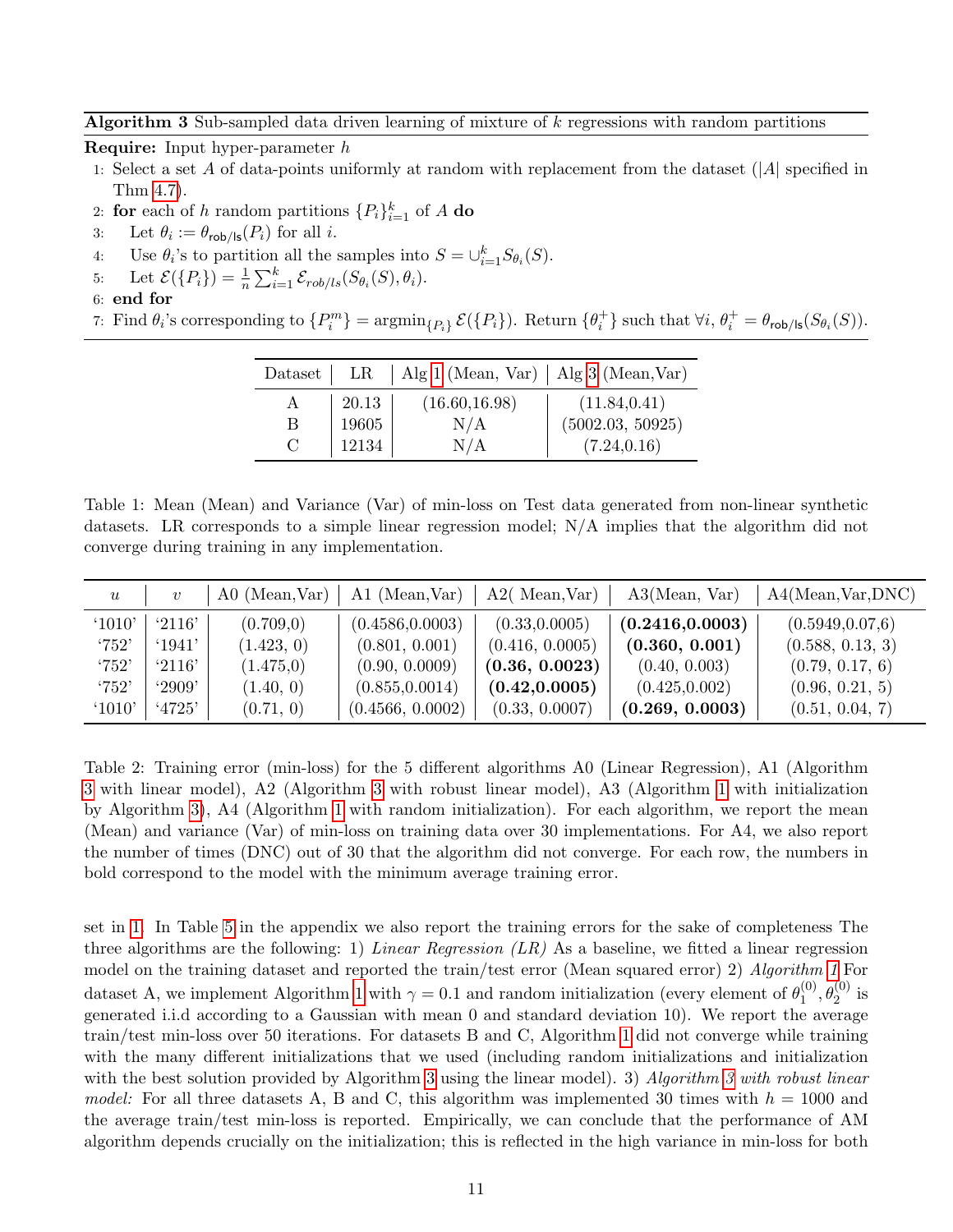**Algorithm 3** Sub-sampled data driven learning of mixture of $k$ regressions with random partitions

**Require:** Input hyper-parameter $h$

1: Select a set $A$ of data-points uniformly at random with replacement from the dataset ($|A|$ specified in Thm 4.7).
2: **for** each of $h$ random partitions $\{P_i\}_{i=1}^k$ of $A$ **do**
3: Let $\theta_i := \theta_{\mathsf{rob/ls}}(P_i)$ for all $i$.
4: Use $\theta_i$'s to partition all the samples into $S = \cup_{i=1}^k S_{\theta_i}(S)$.
5: Let $\mathcal{E}(\{P_i\}) = \frac{1}{n}\sum_{i=1}^k \mathcal{E}_{rob/ls}(S_{\theta_i}(S), \theta_i)$.
6: **end for**
7: Find $\theta_i$'s corresponding to $\{P_i^m\} = \mathrm{argmin}_{\{P_i\}} \mathcal{E}(\{P_i\})$. Return $\{\theta_i^+\}$ such that $\forall i$, $\theta_i^+ = \theta_{\mathsf{rob/ls}}(S_{\theta_i}(S))$.

| Dataset | LR | Alg 1 (Mean, Var) | Alg 3 (Mean,Var) |
|---|---|---|---|
| A | 20.13 | (16.60,16.98) | (11.84,0.41) |
| B | 19605 | N/A | (5002.03, 50925) |
| C | 12134 | N/A | (7.24,0.16) |

Table 1: Mean (Mean) and Variance (Var) of min-loss on Test data generated from non-linear synthetic datasets. LR corresponds to a simple linear regression model; N/A implies that the algorithm did not converge during training in any implementation.

| $u$ | $v$ | A0 (Mean,Var) | A1 (Mean,Var) | A2( Mean,Var) | A3(Mean, Var) | A4(Mean,Var,DNC) |
|---|---|---|---|---|---|---|
| '1010' | '2116' | (0.709,0) | (0.4586,0.0003) | (0.33,0.0005) | **(0.2416,0.0003)** | (0.5949,0.07,6) |
| '752' | '1941' | (1.423, 0) | (0.801, 0.001) | (0.416, 0.0005) | **(0.360, 0.001)** | (0.588, 0.13, 3) |
| '752' | '2116' | (1.475,0) | (0.90, 0.0009) | **(0.36, 0.0023)** | (0.40, 0.003) | (0.79, 0.17, 6) |
| '752' | '2909' | (1.40, 0) | (0.855,0.0014) | **(0.42,0.0005)** | (0.425,0.002) | (0.96, 0.21, 5) |
| '1010' | '4725' | (0.71, 0) | (0.4566, 0.0002) | (0.33, 0.0007) | **(0.269, 0.0003)** | (0.51, 0.04, 7) |

Table 2: Training error (min-loss) for the 5 different algorithms A0 (Linear Regression), A1 (Algorithm 3 with linear model), A2 (Algorithm 3 with robust linear model), A3 (Algorithm 1 with initialization by Algorithm 3), A4 (Algorithm 1 with random initialization). For each algorithm, we report the mean (Mean) and variance (Var) of min-loss on training data over 30 implementations. For A4, we also report the number of times (DNC) out of 30 that the algorithm did not converge. For each row, the numbers in bold correspond to the model with the minimum average training error.

set in 1. In Table 5 in the appendix we also report the training errors for the sake of completeness The three algorithms are the following: 1) *Linear Regression (LR)* As a baseline, we fitted a linear regression model on the training dataset and reported the train/test error (Mean squared error) 2) *Algorithm 1* For dataset A, we implement Algorithm 1 with $\gamma = 0.1$ and random initialization (every element of $\theta_1^{(0)}, \theta_2^{(0)}$ is generated i.i.d according to a Gaussian with mean 0 and standard deviation 10). We report the average train/test min-loss over 50 iterations. For datasets B and C, Algorithm 1 did not converge while training with the many different initializations that we used (including random initializations and initialization with the best solution provided by Algorithm 3 using the linear model). 3) *Algorithm 3 with robust linear model:* For all three datasets A, B and C, this algorithm was implemented 30 times with $h = 1000$ and the average train/test min-loss is reported. Empirically, we can conclude that the performance of AM algorithm depends crucially on the initialization; this is reflected in the high variance in min-loss for both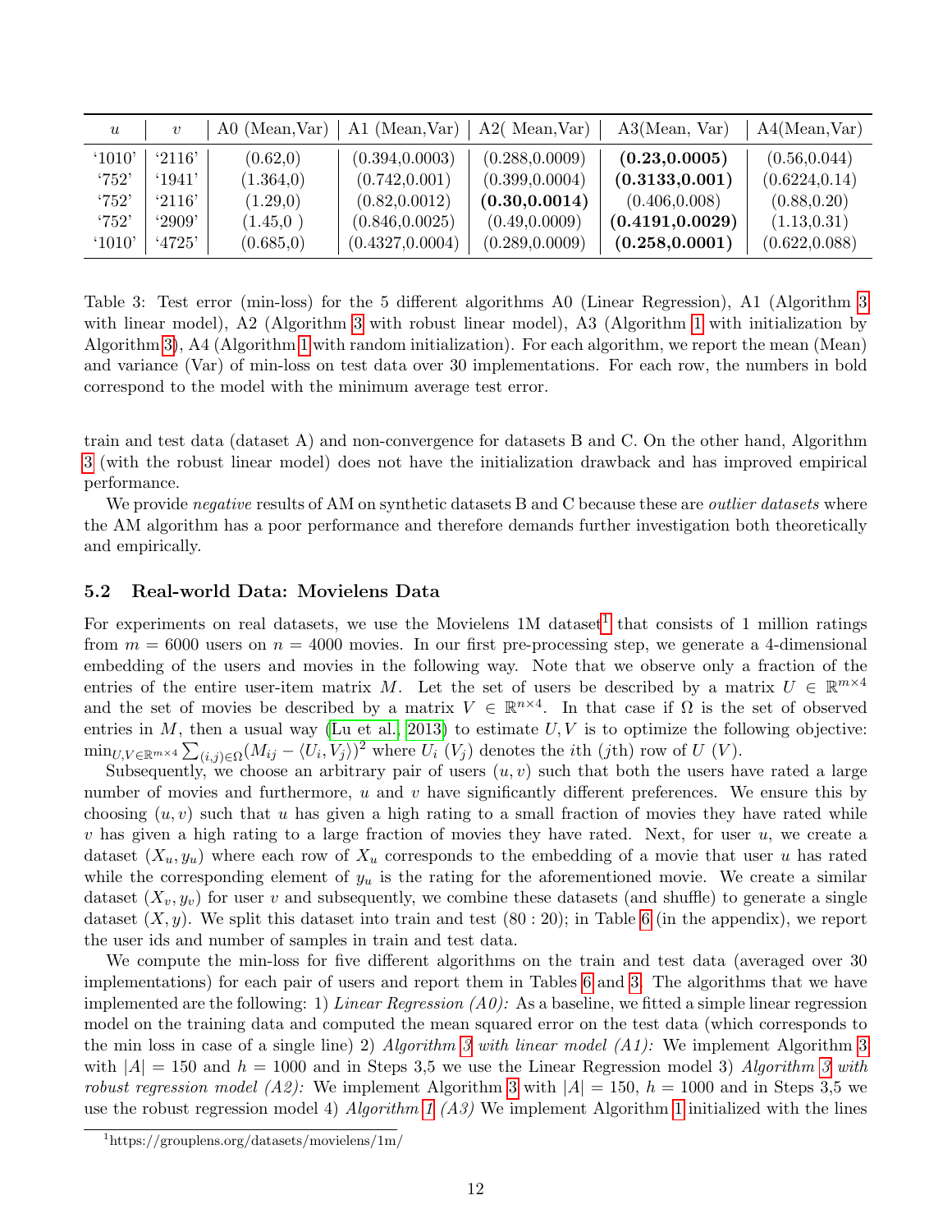| $u$ | $v$ | A0 (Mean,Var) | A1 (Mean,Var) | A2( Mean,Var) | A3(Mean, Var) | A4(Mean,Var) |
|---|---|---|---|---|---|---|
| '1010' | '2116' | (0.62,0) | (0.394,0.0003) | (0.288,0.0009) | **(0.23,0.0005)** | (0.56,0.044) |
| '752' | '1941' | (1.364,0) | (0.742,0.001) | (0.399,0.0004) | **(0.3133,0.001)** | (0.6224,0.14) |
| '752' | '2116' | (1.29,0) | (0.82,0.0012) | **(0.30,0.0014)** | (0.406,0.008) | (0.88,0.20) |
| '752' | '2909' | (1.45,0 ) | (0.846,0.0025) | (0.49,0.0009) | **(0.4191,0.0029)** | (1.13,0.31) |
| '1010' | '4725' | (0.685,0) | (0.4327,0.0004) | (0.289,0.0009) | **(0.258,0.0001)** | (0.622,0.088) |

Table 3: Test error (min-loss) for the 5 different algorithms A0 (Linear Regression), A1 (Algorithm 3 with linear model), A2 (Algorithm 3 with robust linear model), A3 (Algorithm 1 with initialization by Algorithm 3), A4 (Algorithm 1 with random initialization). For each algorithm, we report the mean (Mean) and variance (Var) of min-loss on test data over 30 implementations. For each row, the numbers in bold correspond to the model with the minimum average test error.

train and test data (dataset A) and non-convergence for datasets B and C. On the other hand, Algorithm 3 (with the robust linear model) does not have the initialization drawback and has improved empirical performance.

We provide *negative* results of AM on synthetic datasets B and C because these are *outlier datasets* where the AM algorithm has a poor performance and therefore demands further investigation both theoretically and empirically.

### 5.2 Real-world Data: Movielens Data

For experiments on real datasets, we use the Movielens 1M dataset[1] that consists of 1 million ratings from $m = 6000$ users on $n = 4000$ movies. In our first pre-processing step, we generate a 4-dimensional embedding of the users and movies in the following way. Note that we observe only a fraction of the entries of the entire user-item matrix $M$. Let the set of users be described by a matrix $U \in \mathbb{R}^{m\times 4}$ and the set of movies be described by a matrix $V \in \mathbb{R}^{n\times 4}$. In that case if $\Omega$ is the set of observed entries in $M$, then a usual way (Lu et al., 2013) to estimate $U, V$ is to optimize the following objective: $\min_{U,V \in \mathbb{R}^{m\times 4}} \sum_{(i,j)\in\Omega}(M_{ij} - \langle U_i, V_j\rangle)^2$ where $U_i$ ($V_j$) denotes the $i$th ($j$th) row of $U$ ($V$).

Subsequently, we choose an arbitrary pair of users $(u, v)$ such that both the users have rated a large number of movies and furthermore, $u$ and $v$ have significantly different preferences. We ensure this by choosing $(u, v)$ such that $u$ has given a high rating to a small fraction of movies they have rated while $v$ has given a high rating to a large fraction of movies they have rated. Next, for user $u$, we create a dataset $(X_u, y_u)$ where each row of $X_u$ corresponds to the embedding of a movie that user $u$ has rated while the corresponding element of $y_u$ is the rating for the aforementioned movie. We create a similar dataset $(X_v, y_v)$ for user $v$ and subsequently, we combine these datasets (and shuffle) to generate a single dataset $(X, y)$. We split this dataset into train and test $(80 : 20)$; in Table 6 (in the appendix), we report the user ids and number of samples in train and test data.

We compute the min-loss for five different algorithms on the train and test data (averaged over 30 implementations) for each pair of users and report them in Tables 6 and 3. The algorithms that we have implemented are the following: 1) *Linear Regression (A0):* As a baseline, we fitted a simple linear regression model on the training data and computed the mean squared error on the test data (which corresponds to the min loss in case of a single line) 2) *Algorithm 3 with linear model (A1):* We implement Algorithm 3 with $|A| = 150$ and $h = 1000$ and in Steps 3,5 we use the Linear Regression model 3) *Algorithm 3 with robust regression model (A2):* We implement Algorithm 3 with $|A| = 150$, $h = 1000$ and in Steps 3,5 we use the robust regression model 4) *Algorithm 1 (A3)* We implement Algorithm 1 initialized with the lines

[1] https://grouplens.org/datasets/movielens/1m/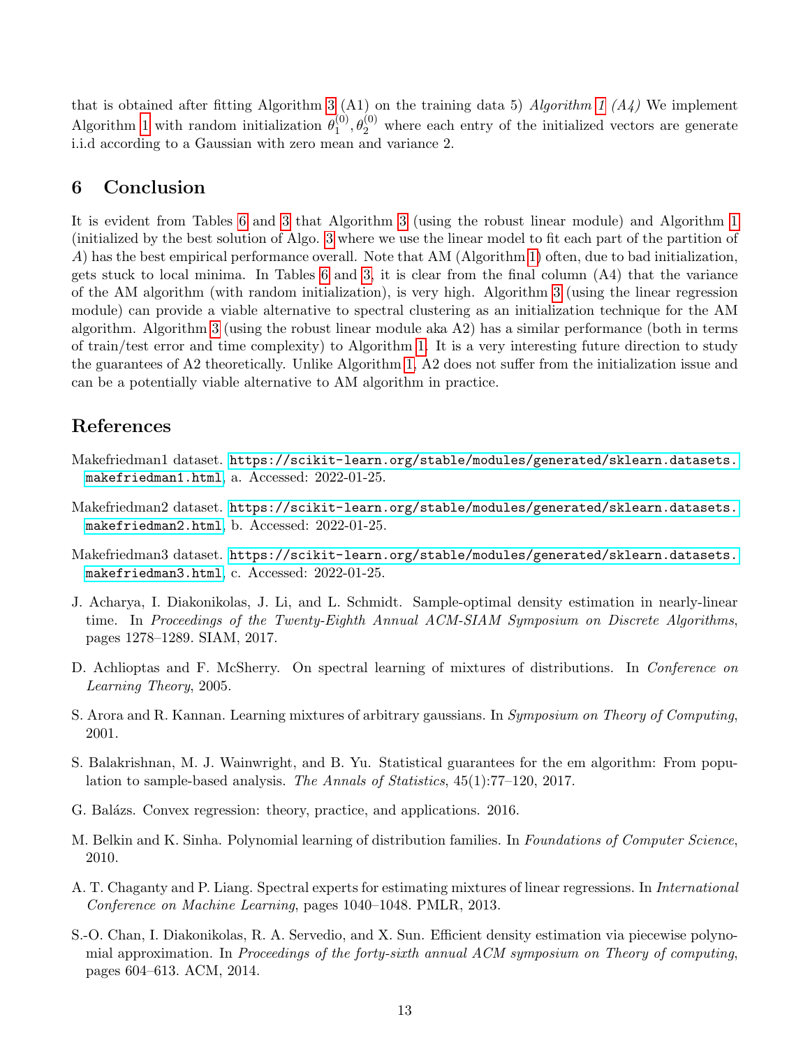that is obtained after fitting Algorithm 3 (A1) on the training data 5) *Algorithm 1 (A4)* We implement Algorithm 1 with random initialization $\theta_1^{(0)}, \theta_2^{(0)}$ where each entry of the initialized vectors are generate i.i.d according to a Gaussian with zero mean and variance 2.

## 6 Conclusion

It is evident from Tables 6 and 3 that Algorithm 3 (using the robust linear module) and Algorithm 1 (initialized by the best solution of Algo. 3 where we use the linear model to fit each part of the partition of $A$) has the best empirical performance overall. Note that AM (Algorithm 1) often, due to bad initialization, gets stuck to local minima. In Tables 6 and 3, it is clear from the final column (A4) that the variance of the AM algorithm (with random initialization), is very high. Algorithm 3 (using the linear regression module) can provide a viable alternative to spectral clustering as an initialization technique for the AM algorithm. Algorithm 3 (using the robust linear module aka A2) has a similar performance (both in terms of train/test error and time complexity) to Algorithm 1. It is a very interesting future direction to study the guarantees of A2 theoretically. Unlike Algorithm 1, A2 does not suffer from the initialization issue and can be a potentially viable alternative to AM algorithm in practice.

## References

Makefriedman1 dataset. https://scikit-learn.org/stable/modules/generated/sklearn.datasets.makefriedman1.html, a. Accessed: 2022-01-25.

Makefriedman2 dataset. https://scikit-learn.org/stable/modules/generated/sklearn.datasets.makefriedman2.html, b. Accessed: 2022-01-25.

Makefriedman3 dataset. https://scikit-learn.org/stable/modules/generated/sklearn.datasets.makefriedman3.html, c. Accessed: 2022-01-25.

J. Acharya, I. Diakonikolas, J. Li, and L. Schmidt. Sample-optimal density estimation in nearly-linear time. In *Proceedings of the Twenty-Eighth Annual ACM-SIAM Symposium on Discrete Algorithms*, pages 1278–1289. SIAM, 2017.

D. Achlioptas and F. McSherry. On spectral learning of mixtures of distributions. In *Conference on Learning Theory*, 2005.

S. Arora and R. Kannan. Learning mixtures of arbitrary gaussians. In *Symposium on Theory of Computing*, 2001.

S. Balakrishnan, M. J. Wainwright, and B. Yu. Statistical guarantees for the em algorithm: From population to sample-based analysis. *The Annals of Statistics*, 45(1):77–120, 2017.

G. Balázs. Convex regression: theory, practice, and applications. 2016.

M. Belkin and K. Sinha. Polynomial learning of distribution families. In *Foundations of Computer Science*, 2010.

A. T. Chaganty and P. Liang. Spectral experts for estimating mixtures of linear regressions. In *International Conference on Machine Learning*, pages 1040–1048. PMLR, 2013.

S.-O. Chan, I. Diakonikolas, R. A. Servedio, and X. Sun. Efficient density estimation via piecewise polynomial approximation. In *Proceedings of the forty-sixth annual ACM symposium on Theory of computing*, pages 604–613. ACM, 2014.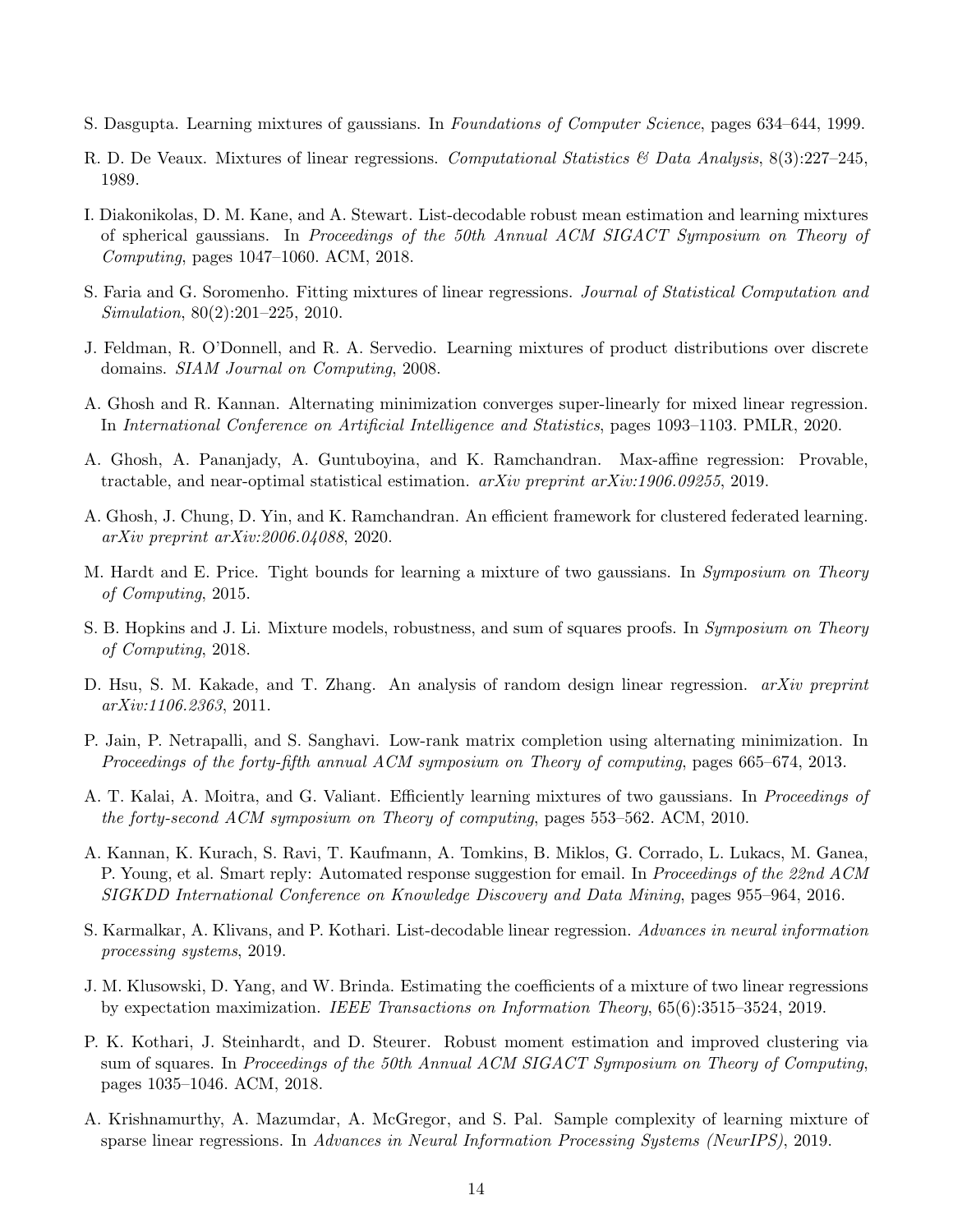S. Dasgupta. Learning mixtures of gaussians. In *Foundations of Computer Science*, pages 634–644, 1999.

R. D. De Veaux. Mixtures of linear regressions. *Computational Statistics & Data Analysis*, 8(3):227–245, 1989.

I. Diakonikolas, D. M. Kane, and A. Stewart. List-decodable robust mean estimation and learning mixtures of spherical gaussians. In *Proceedings of the 50th Annual ACM SIGACT Symposium on Theory of Computing*, pages 1047–1060. ACM, 2018.

S. Faria and G. Soromenho. Fitting mixtures of linear regressions. *Journal of Statistical Computation and Simulation*, 80(2):201–225, 2010.

J. Feldman, R. O'Donnell, and R. A. Servedio. Learning mixtures of product distributions over discrete domains. *SIAM Journal on Computing*, 2008.

A. Ghosh and R. Kannan. Alternating minimization converges super-linearly for mixed linear regression. In *International Conference on Artificial Intelligence and Statistics*, pages 1093–1103. PMLR, 2020.

A. Ghosh, A. Pananjady, A. Guntuboyina, and K. Ramchandran. Max-affine regression: Provable, tractable, and near-optimal statistical estimation. *arXiv preprint arXiv:1906.09255*, 2019.

A. Ghosh, J. Chung, D. Yin, and K. Ramchandran. An efficient framework for clustered federated learning. *arXiv preprint arXiv:2006.04088*, 2020.

M. Hardt and E. Price. Tight bounds for learning a mixture of two gaussians. In *Symposium on Theory of Computing*, 2015.

S. B. Hopkins and J. Li. Mixture models, robustness, and sum of squares proofs. In *Symposium on Theory of Computing*, 2018.

D. Hsu, S. M. Kakade, and T. Zhang. An analysis of random design linear regression. *arXiv preprint arXiv:1106.2363*, 2011.

P. Jain, P. Netrapalli, and S. Sanghavi. Low-rank matrix completion using alternating minimization. In *Proceedings of the forty-fifth annual ACM symposium on Theory of computing*, pages 665–674, 2013.

A. T. Kalai, A. Moitra, and G. Valiant. Efficiently learning mixtures of two gaussians. In *Proceedings of the forty-second ACM symposium on Theory of computing*, pages 553–562. ACM, 2010.

A. Kannan, K. Kurach, S. Ravi, T. Kaufmann, A. Tomkins, B. Miklos, G. Corrado, L. Lukacs, M. Ganea, P. Young, et al. Smart reply: Automated response suggestion for email. In *Proceedings of the 22nd ACM SIGKDD International Conference on Knowledge Discovery and Data Mining*, pages 955–964, 2016.

S. Karmalkar, A. Klivans, and P. Kothari. List-decodable linear regression. *Advances in neural information processing systems*, 2019.

J. M. Klusowski, D. Yang, and W. Brinda. Estimating the coefficients of a mixture of two linear regressions by expectation maximization. *IEEE Transactions on Information Theory*, 65(6):3515–3524, 2019.

P. K. Kothari, J. Steinhardt, and D. Steurer. Robust moment estimation and improved clustering via sum of squares. In *Proceedings of the 50th Annual ACM SIGACT Symposium on Theory of Computing*, pages 1035–1046. ACM, 2018.

A. Krishnamurthy, A. Mazumdar, A. McGregor, and S. Pal. Sample complexity of learning mixture of sparse linear regressions. In *Advances in Neural Information Processing Systems (NeurIPS)*, 2019.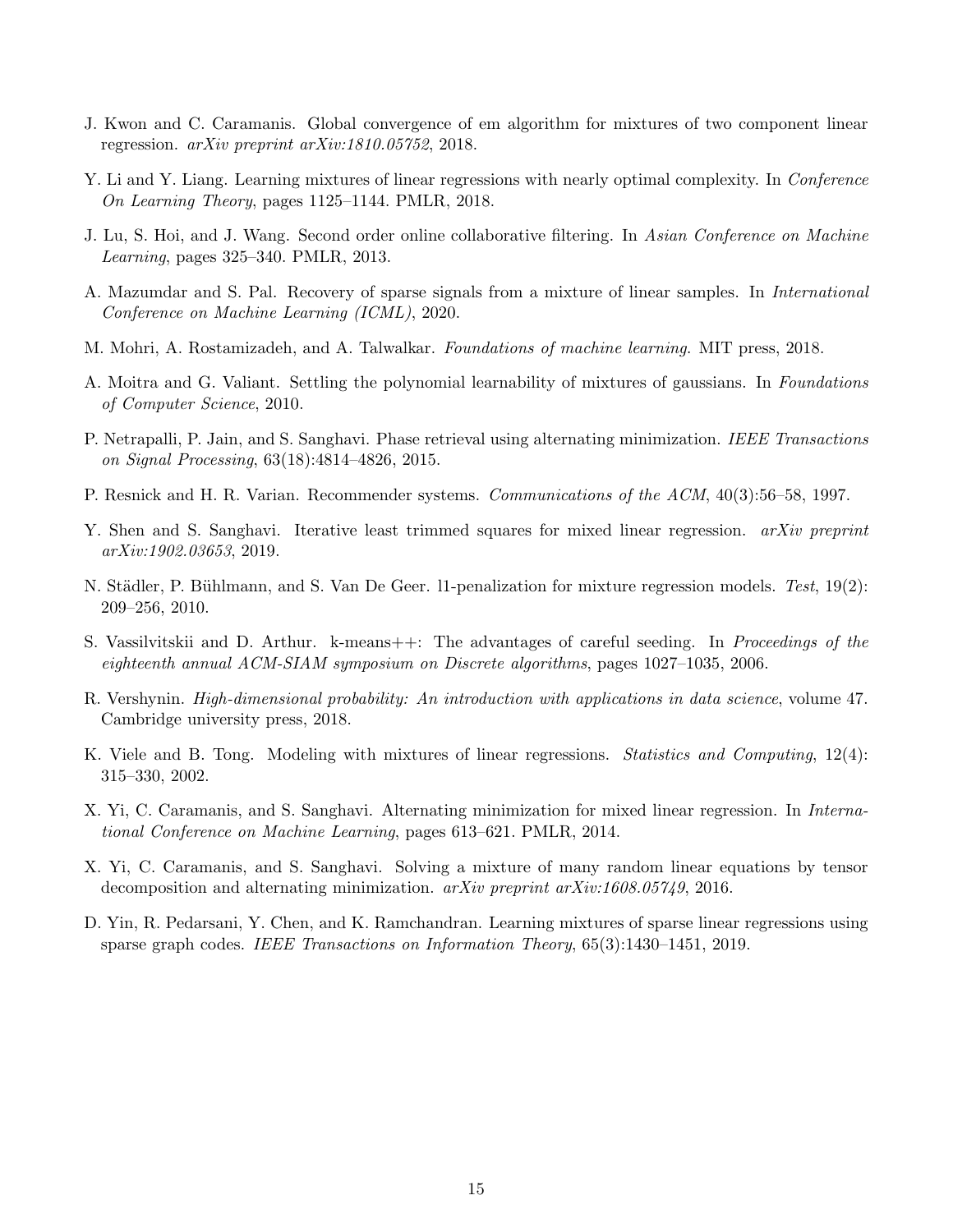J. Kwon and C. Caramanis. Global convergence of em algorithm for mixtures of two component linear regression. *arXiv preprint arXiv:1810.05752*, 2018.

Y. Li and Y. Liang. Learning mixtures of linear regressions with nearly optimal complexity. In *Conference On Learning Theory*, pages 1125–1144. PMLR, 2018.

J. Lu, S. Hoi, and J. Wang. Second order online collaborative filtering. In *Asian Conference on Machine Learning*, pages 325–340. PMLR, 2013.

A. Mazumdar and S. Pal. Recovery of sparse signals from a mixture of linear samples. In *International Conference on Machine Learning (ICML)*, 2020.

M. Mohri, A. Rostamizadeh, and A. Talwalkar. *Foundations of machine learning*. MIT press, 2018.

A. Moitra and G. Valiant. Settling the polynomial learnability of mixtures of gaussians. In *Foundations of Computer Science*, 2010.

P. Netrapalli, P. Jain, and S. Sanghavi. Phase retrieval using alternating minimization. *IEEE Transactions on Signal Processing*, 63(18):4814–4826, 2015.

P. Resnick and H. R. Varian. Recommender systems. *Communications of the ACM*, 40(3):56–58, 1997.

Y. Shen and S. Sanghavi. Iterative least trimmed squares for mixed linear regression. *arXiv preprint arXiv:1902.03653*, 2019.

N. Städler, P. Bühlmann, and S. Van De Geer. l1-penalization for mixture regression models. *Test*, 19(2): 209–256, 2010.

S. Vassilvitskii and D. Arthur. k-means++: The advantages of careful seeding. In *Proceedings of the eighteenth annual ACM-SIAM symposium on Discrete algorithms*, pages 1027–1035, 2006.

R. Vershynin. *High-dimensional probability: An introduction with applications in data science*, volume 47. Cambridge university press, 2018.

K. Viele and B. Tong. Modeling with mixtures of linear regressions. *Statistics and Computing*, 12(4): 315–330, 2002.

X. Yi, C. Caramanis, and S. Sanghavi. Alternating minimization for mixed linear regression. In *International Conference on Machine Learning*, pages 613–621. PMLR, 2014.

X. Yi, C. Caramanis, and S. Sanghavi. Solving a mixture of many random linear equations by tensor decomposition and alternating minimization. *arXiv preprint arXiv:1608.05749*, 2016.

D. Yin, R. Pedarsani, Y. Chen, and K. Ramchandran. Learning mixtures of sparse linear regressions using sparse graph codes. *IEEE Transactions on Information Theory*, 65(3):1430–1451, 2019.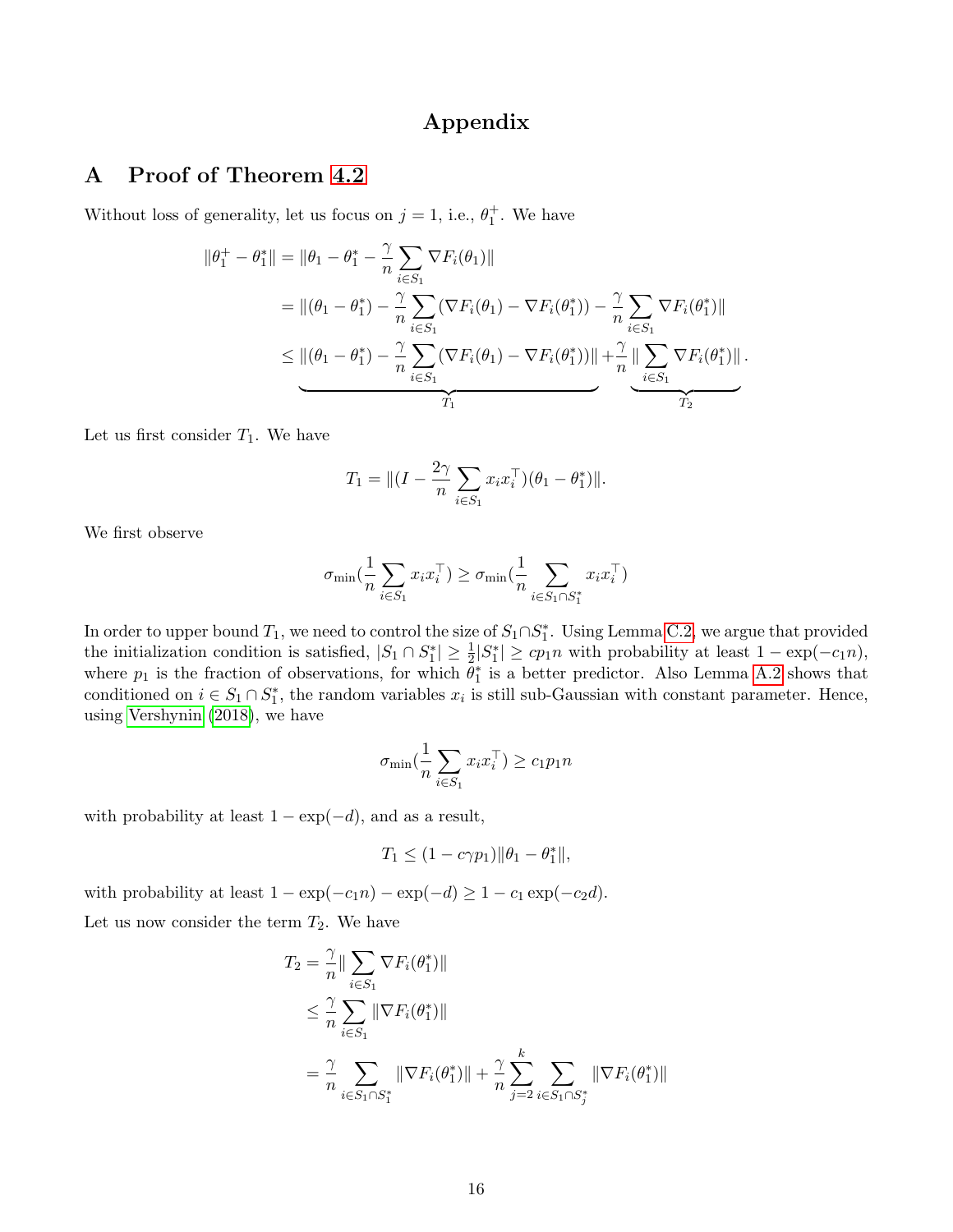# Appendix

## A Proof of Theorem 4.2

Without loss of generality, let us focus on $j = 1$, i.e., $\theta_1^+$. We have

$$
\begin{aligned}
\|\theta_1^+ - \theta_1^*\| &= \|\theta_1 - \theta_1^* - \frac{\gamma}{n}\sum_{i\in S_1}\nabla F_i(\theta_1)\| \\
&= \|(\theta_1 - \theta_1^*) - \frac{\gamma}{n}\sum_{i\in S_1}(\nabla F_i(\theta_1) - \nabla F_i(\theta_1^*)) - \frac{\gamma}{n}\sum_{i\in S_1}\nabla F_i(\theta_1^*)\| \\
&\leq \underbrace{\|(\theta_1 - \theta_1^*) - \frac{\gamma}{n}\sum_{i\in S_1}(\nabla F_i(\theta_1) - \nabla F_i(\theta_1^*))\|}_{T_1} + \frac{\gamma}{n}\underbrace{\|\sum_{i\in S_1}\nabla F_i(\theta_1^*)\|}_{T_2}.
\end{aligned}
$$

Let us first consider $T_1$. We have

$$
T_1 = \|(I - \frac{2\gamma}{n}\sum_{i\in S_1}x_i x_i^\top)(\theta_1 - \theta_1^*)\|.
$$

We first observe

$$
\sigma_{\min}(\frac{1}{n}\sum_{i\in S_1}x_i x_i^\top) \geq \sigma_{\min}(\frac{1}{n}\sum_{i\in S_1\cap S_1^*}x_i x_i^\top)
$$

In order to upper bound $T_1$, we need to control the size of $S_1 \cap S_1^*$. Using Lemma C.2, we argue that provided the initialization condition is satisfied, $|S_1\cap S_1^*| \geq \frac{1}{2}|S_1^*| \geq cp_1 n$ with probability at least $1 - \exp(-c_1 n)$, where $p_1$ is the fraction of observations, for which $\theta_1^*$ is a better predictor. Also Lemma A.2 shows that conditioned on $i \in S_1 \cap S_1^*$, the random variables $x_i$ is still sub-Gaussian with constant parameter. Hence, using Vershynin (2018), we have

$$
\sigma_{\min}(\frac{1}{n}\sum_{i\in S_1}x_i x_i^\top) \geq c_1 p_1 n
$$

with probability at least $1 - \exp(-d)$, and as a result,

$$
T_1 \leq (1 - c\gamma p_1)\|\theta_1 - \theta_1^*\|,
$$

with probability at least $1 - \exp(-c_1 n) - \exp(-d) \geq 1 - c_1\exp(-c_2 d)$.

Let us now consider the term $T_2$. We have

$$
\begin{aligned}
T_2 &= \frac{\gamma}{n}\|\sum_{i\in S_1}\nabla F_i(\theta_1^*)\| \\
&\leq \frac{\gamma}{n}\sum_{i\in S_1}\|\nabla F_i(\theta_1^*)\| \\
&= \frac{\gamma}{n}\sum_{i\in S_1\cap S_1^*}\|\nabla F_i(\theta_1^*)\| + \frac{\gamma}{n}\sum_{j=2}^{k}\sum_{i\in S_1\cap S_j^*}\|\nabla F_i(\theta_1^*)\|
\end{aligned}
$$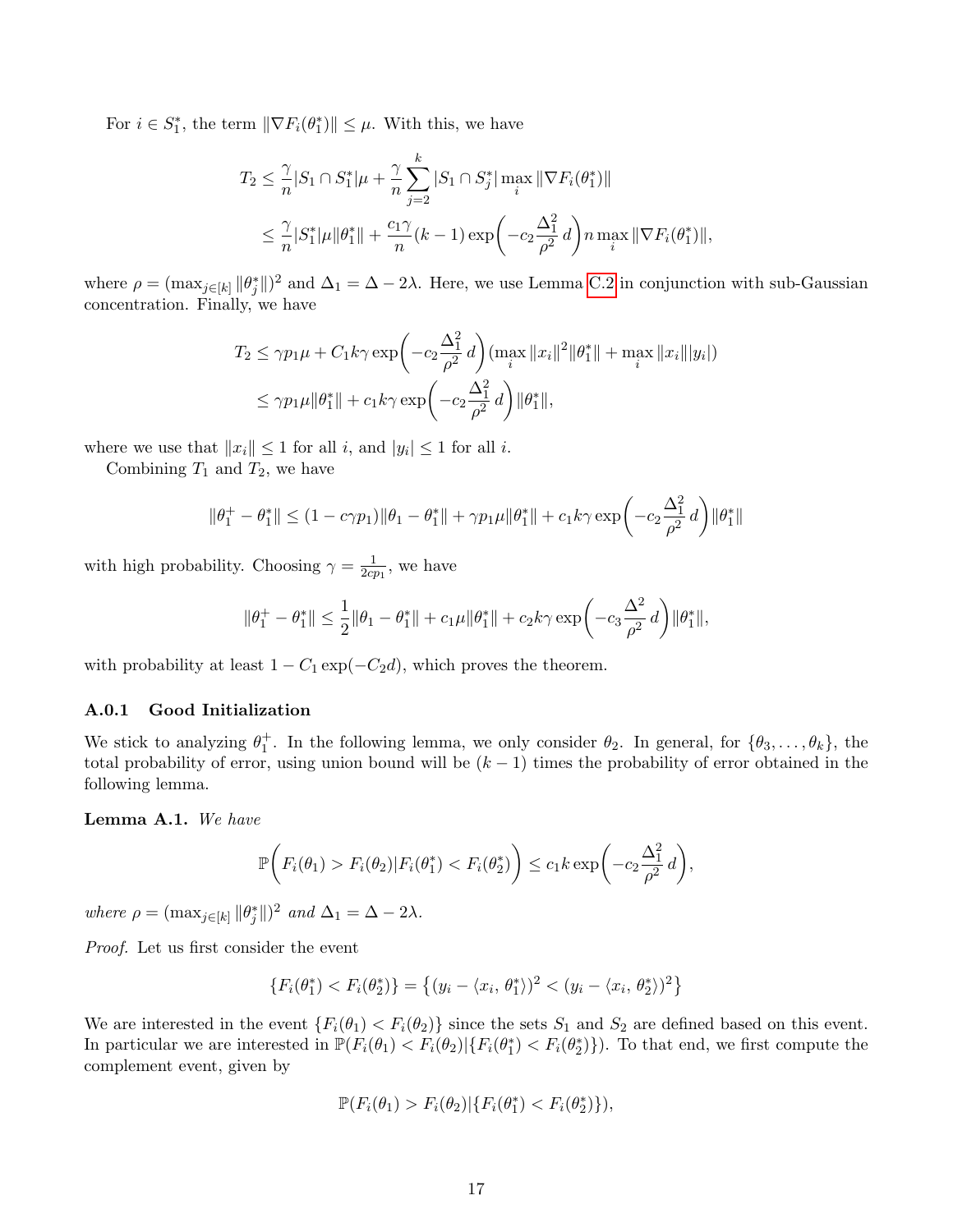For $i \in S_1^*$, the term $\|\nabla F_i(\theta_1^*)\| \leq \mu$. With this, we have

$$
\begin{aligned}
T_2 &\leq \frac{\gamma}{n}|S_1 \cap S_1^*|\mu + \frac{\gamma}{n}\sum_{j=2}^{k}|S_1 \cap S_j^*| \max_i \|\nabla F_i(\theta_1^*)\| \\
&\leq \frac{\gamma}{n}|S_1^*|\mu\|\theta_1^*\| + \frac{c_1\gamma}{n}(k-1)\exp\left(-c_2\frac{\Delta_1^2}{\rho^2}\, d\right) n \max_i \|\nabla F_i(\theta_1^*)\|,
\end{aligned}
$$

where $\rho = (\max_{j\in[k]}\|\theta_j^*\|)^2$ and $\Delta_1 = \Delta - 2\lambda$. Here, we use Lemma C.2 in conjunction with sub-Gaussian concentration. Finally, we have

$$
\begin{aligned}
T_2 &\leq \gamma p_1 \mu + C_1 k\gamma \exp\left(-c_2\frac{\Delta_1^2}{\rho^2}\, d\right)(\max_i \|x_i\|^2\|\theta_1^*\| + \max_i \|x_i\||y_i|) \\
&\leq \gamma p_1 \mu \|\theta_1^*\| + c_1 k\gamma \exp\left(-c_2\frac{\Delta_1^2}{\rho^2}\, d\right)\|\theta_1^*\|,
\end{aligned}
$$

where we use that $\|x_i\| \leq 1$ for all $i$, and $|y_i| \leq 1$ for all $i$.

Combining $T_1$ and $T_2$, we have

$$
\|\theta_1^+ - \theta_1^*\| \leq (1 - c\gamma p_1)\|\theta_1 - \theta_1^*\| + \gamma p_1 \mu \|\theta_1^*\| + c_1 k\gamma \exp\left(-c_2\frac{\Delta_1^2}{\rho^2}\, d\right)\|\theta_1^*\|
$$

with high probability. Choosing $\gamma = \frac{1}{2cp_1}$, we have

$$
\|\theta_1^+ - \theta_1^*\| \leq \frac{1}{2}\|\theta_1 - \theta_1^*\| + c_1\mu\|\theta_1^*\| + c_2 k\gamma \exp\left(-c_3\frac{\Delta^2}{\rho^2}\, d\right)\|\theta_1^*\|,
$$

with probability at least $1 - C_1\exp(-C_2 d)$, which proves the theorem.

### A.0.1 Good Initialization

We stick to analyzing $\theta_1^+$. In the following lemma, we only consider $\theta_2$. In general, for $\{\theta_3, \ldots, \theta_k\}$, the total probability of error, using union bound will be $(k-1)$ times the probability of error obtained in the following lemma.

**Lemma A.1.** *We have*

$$
\mathbb{P}\bigg(F_i(\theta_1) > F_i(\theta_2) | F_i(\theta_1^*) < F_i(\theta_2^*)\bigg) \leq c_1 k \exp\left(-c_2\frac{\Delta_1^2}{\rho^2}\, d\right),
$$

*where* $\rho = (\max_{j\in[k]}\|\theta_j^*\|)^2$ *and* $\Delta_1 = \Delta - 2\lambda$.

*Proof.* Let us first consider the event

$$
\{F_i(\theta_1^*) < F_i(\theta_2^*)\} = \{(y_i - \langle x_i, \theta_1^*\rangle)^2 < (y_i - \langle x_i, \theta_2^*\rangle)^2\}
$$

We are interested in the event $\{F_i(\theta_1) < F_i(\theta_2)\}$ since the sets $S_1$ and $S_2$ are defined based on this event. In particular we are interested in $\mathbb{P}(F_i(\theta_1) < F_i(\theta_2)|\{F_i(\theta_1^*) < F_i(\theta_2^*)\})$. To that end, we first compute the complement event, given by

$$
\mathbb{P}(F_i(\theta_1) > F_i(\theta_2)|\{F_i(\theta_1^*) < F_i(\theta_2^*)\}),
$$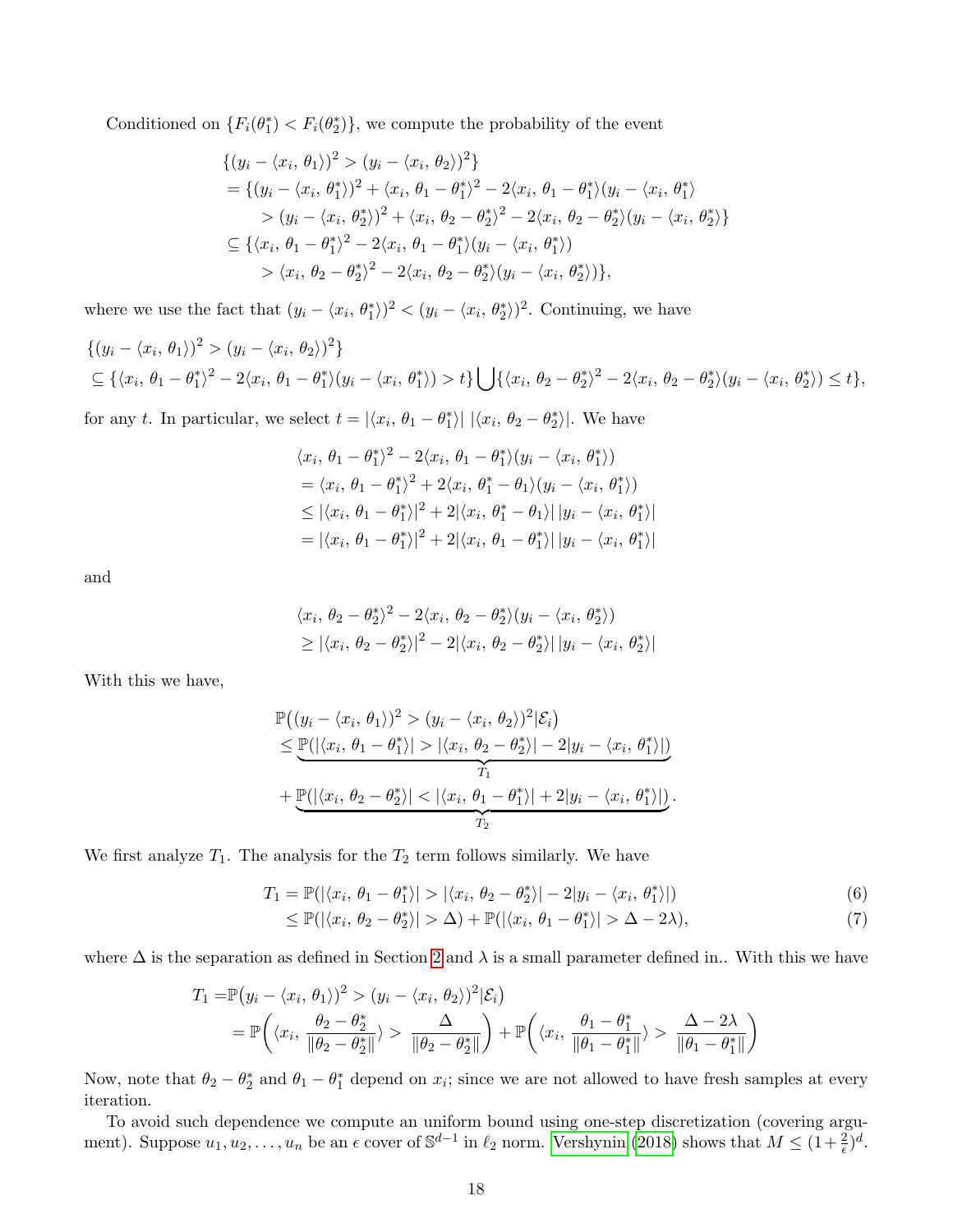Conditioned on $\{F_i(\theta_1^*) < F_i(\theta_2^*)\}$, we compute the probability of the event

$$
\begin{aligned}
&\{(y_i - \langle x_i, \theta_1 \rangle)^2 > (y_i - \langle x_i, \theta_2 \rangle)^2\} \\
&= \{(y_i - \langle x_i, \theta_1^* \rangle)^2 + \langle x_i, \theta_1 - \theta_1^* \rangle^2 - 2\langle x_i, \theta_1 - \theta_1^* \rangle (y_i - \langle x_i, \theta_1^* \rangle \\
&\qquad > (y_i - \langle x_i, \theta_2^* \rangle)^2 + \langle x_i, \theta_2 - \theta_2^* \rangle^2 - 2\langle x_i, \theta_2 - \theta_2^* \rangle (y_i - \langle x_i, \theta_2^* \rangle\} \\
&\subseteq \{\langle x_i, \theta_1 - \theta_1^* \rangle^2 - 2\langle x_i, \theta_1 - \theta_1^* \rangle (y_i - \langle x_i, \theta_1^* \rangle) \\
&\qquad > \langle x_i, \theta_2 - \theta_2^* \rangle^2 - 2\langle x_i, \theta_2 - \theta_2^* \rangle (y_i - \langle x_i, \theta_2^* \rangle)\},
\end{aligned}
$$

where we use the fact that $(y_i - \langle x_i, \theta_1^* \rangle)^2 < (y_i - \langle x_i, \theta_2^* \rangle)^2$. Continuing, we have

$$
\begin{aligned}
&\{(y_i - \langle x_i, \theta_1 \rangle)^2 > (y_i - \langle x_i, \theta_2 \rangle)^2\} \\
&\subseteq \{\langle x_i, \theta_1 - \theta_1^* \rangle^2 - 2\langle x_i, \theta_1 - \theta_1^* \rangle (y_i - \langle x_i, \theta_1^* \rangle) > t\} \bigcup \{\langle x_i, \theta_2 - \theta_2^* \rangle^2 - 2\langle x_i, \theta_2 - \theta_2^* \rangle (y_i - \langle x_i, \theta_2^* \rangle) \leq t\},
\end{aligned}
$$

for any $t$. In particular, we select $t = |\langle x_i, \theta_1 - \theta_1^* \rangle| \, |\langle x_i, \theta_2 - \theta_2^* \rangle|$. We have

$$
\begin{aligned}
&\langle x_i, \theta_1 - \theta_1^* \rangle^2 - 2\langle x_i, \theta_1 - \theta_1^* \rangle (y_i - \langle x_i, \theta_1^* \rangle) \\
&= \langle x_i, \theta_1 - \theta_1^* \rangle^2 + 2\langle x_i, \theta_1^* - \theta_1 \rangle (y_i - \langle x_i, \theta_1^* \rangle) \\
&\leq |\langle x_i, \theta_1 - \theta_1^* \rangle|^2 + 2|\langle x_i, \theta_1^* - \theta_1 \rangle| \, |y_i - \langle x_i, \theta_1^* \rangle| \\
&= |\langle x_i, \theta_1 - \theta_1^* \rangle|^2 + 2|\langle x_i, \theta_1 - \theta_1^* \rangle| \, |y_i - \langle x_i, \theta_1^* \rangle|
\end{aligned}
$$

and

$$
\begin{aligned}
&\langle x_i, \theta_2 - \theta_2^* \rangle^2 - 2\langle x_i, \theta_2 - \theta_2^* \rangle (y_i - \langle x_i, \theta_2^* \rangle) \\
&\geq |\langle x_i, \theta_2 - \theta_2^* \rangle|^2 - 2|\langle x_i, \theta_2 - \theta_2^* \rangle| \, |y_i - \langle x_i, \theta_2^* \rangle|
\end{aligned}
$$

With this we have,

$$
\begin{aligned}
&\mathbb{P}\big((y_i - \langle x_i, \theta_1 \rangle)^2 > (y_i - \langle x_i, \theta_2 \rangle)^2 | \mathcal{E}_i\big) \\
&\leq \underbrace{\mathbb{P}(|\langle x_i, \theta_1 - \theta_1^* \rangle| > |\langle x_i, \theta_2 - \theta_2^* \rangle| - 2|y_i - \langle x_i, \theta_1^* \rangle|)}_{T_1} \\
&\quad + \underbrace{\mathbb{P}(|\langle x_i, \theta_2 - \theta_2^* \rangle| < |\langle x_i, \theta_1 - \theta_1^* \rangle| + 2|y_i - \langle x_i, \theta_1^* \rangle|)}_{T_2}.
\end{aligned}
$$

We first analyze $T_1$. The analysis for the $T_2$ term follows similarly. We have

$$
\begin{aligned}
T_1 &= \mathbb{P}(|\langle x_i, \theta_1 - \theta_1^* \rangle| > |\langle x_i, \theta_2 - \theta_2^* \rangle| - 2|y_i - \langle x_i, \theta_1^* \rangle|) && (6) \\
&\leq \mathbb{P}(|\langle x_i, \theta_2 - \theta_2^* \rangle| > \Delta) + \mathbb{P}(|\langle x_i, \theta_1 - \theta_1^* \rangle| > \Delta - 2\lambda), && (7)
\end{aligned}
$$

where $\Delta$ is the separation as defined in Section 2 and $\lambda$ is a small parameter defined in.. With this we have

$$
\begin{aligned}
T_1 =& \mathbb{P}\big(y_i - \langle x_i, \theta_1 \rangle)^2 > (y_i - \langle x_i, \theta_2 \rangle)^2 | \mathcal{E}_i\big) \\
=& \mathbb{P}\bigg(\langle x_i, \frac{\theta_2 - \theta_2^*}{\|\theta_2 - \theta_2^*\|} \rangle > \frac{\Delta}{\|\theta_2 - \theta_2^*\|}\bigg) + \mathbb{P}\bigg(\langle x_i, \frac{\theta_1 - \theta_1^*}{\|\theta_1 - \theta_1^*\|} \rangle > \frac{\Delta - 2\lambda}{\|\theta_1 - \theta_1^*\|}\bigg)
\end{aligned}
$$

Now, note that $\theta_2 - \theta_2^*$ and $\theta_1 - \theta_1^*$ depend on $x_i$; since we are not allowed to have fresh samples at every iteration.

To avoid such dependence we compute an uniform bound using one-step discretization (covering argument). Suppose $u_1, u_2, \ldots, u_n$ be an $\epsilon$ cover of $\mathbb{S}^{d-1}$ in $\ell_2$ norm. Vershynin (2018) shows that $M \leq (1 + \frac{2}{\epsilon})^d$.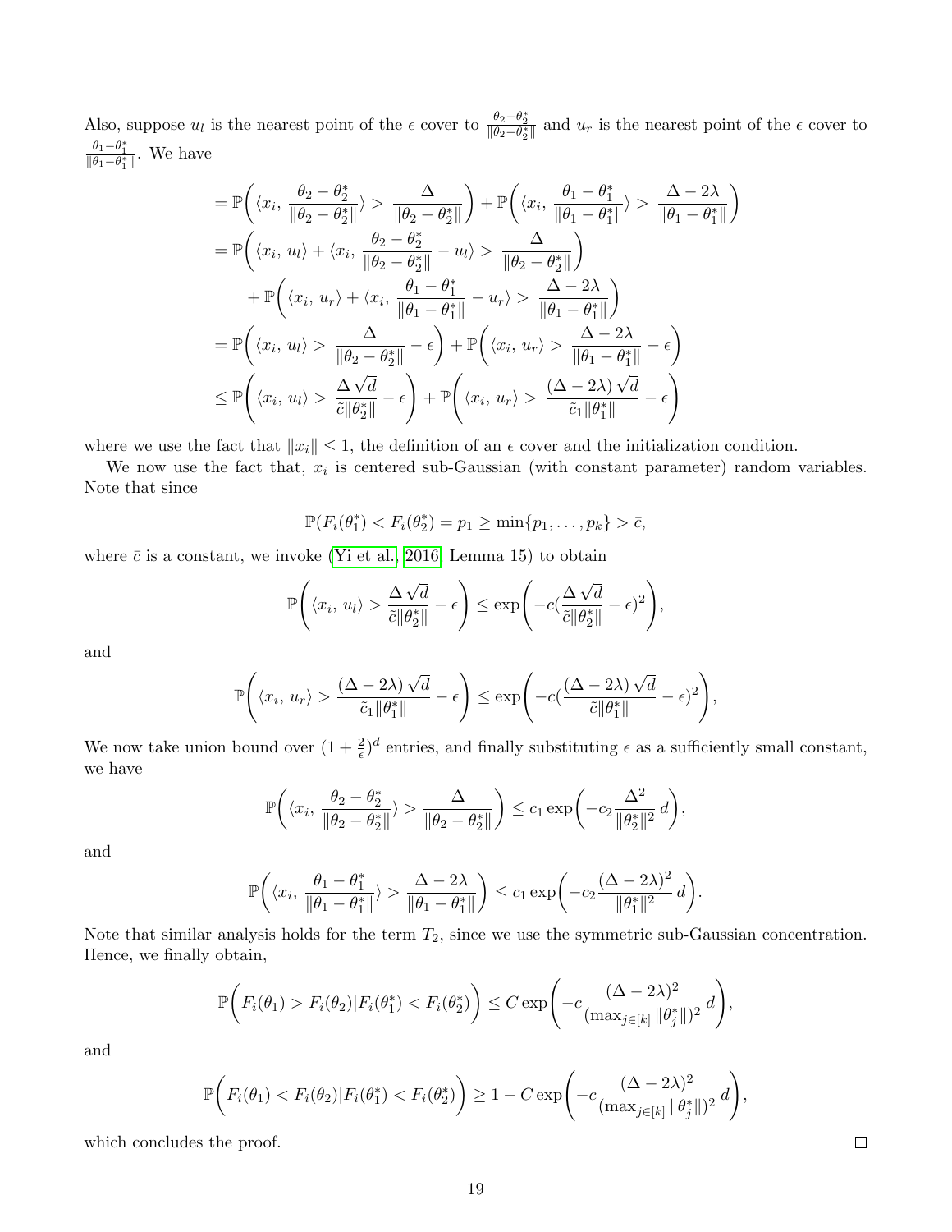Also, suppose $u_l$ is the nearest point of the $\epsilon$ cover to $\frac{\theta_2-\theta_2^*}{\|\theta_2-\theta_2^*\|}$ and $u_r$ is the nearest point of the $\epsilon$ cover to $\frac{\theta_1-\theta_1^*}{\|\theta_1-\theta_1^*\|}$. We have

$$
\begin{aligned}
&= \mathbb{P}\bigg(\langle x_i,\, \frac{\theta_2-\theta_2^*}{\|\theta_2-\theta_2^*\|}\rangle > \frac{\Delta}{\|\theta_2-\theta_2^*\|}\bigg) + \mathbb{P}\bigg(\langle x_i,\, \frac{\theta_1-\theta_1^*}{\|\theta_1-\theta_1^*\|}\rangle > \frac{\Delta-2\lambda}{\|\theta_1-\theta_1^*\|}\bigg) \\
&= \mathbb{P}\bigg(\langle x_i,\, u_l\rangle + \langle x_i,\, \frac{\theta_2-\theta_2^*}{\|\theta_2-\theta_2^*\|} - u_l\rangle > \frac{\Delta}{\|\theta_2-\theta_2^*\|}\bigg) \\
&\quad + \mathbb{P}\bigg(\langle x_i,\, u_r\rangle + \langle x_i,\, \frac{\theta_1-\theta_1^*}{\|\theta_1-\theta_1^*\|} - u_r\rangle > \frac{\Delta-2\lambda}{\|\theta_1-\theta_1^*\|}\bigg) \\
&= \mathbb{P}\bigg(\langle x_i,\, u_l\rangle > \frac{\Delta}{\|\theta_2-\theta_2^*\|} - \epsilon\bigg) + \mathbb{P}\bigg(\langle x_i,\, u_r\rangle > \frac{\Delta-2\lambda}{\|\theta_1-\theta_1^*\|} - \epsilon\bigg) \\
&\leq \mathbb{P}\bigg(\langle x_i,\, u_l\rangle > \frac{\Delta\sqrt{d}}{\tilde{c}\|\theta_2^*\|} - \epsilon\bigg) + \mathbb{P}\bigg(\langle x_i,\, u_r\rangle > \frac{(\Delta-2\lambda)\sqrt{d}}{\tilde{c}_1\|\theta_1^*\|} - \epsilon\bigg)
\end{aligned}
$$

where we use the fact that $\|x_i\| \leq 1$, the definition of an $\epsilon$ cover and the initialization condition.

We now use the fact that, $x_i$ is centered sub-Gaussian (with constant parameter) random variables. Note that since

$$
\mathbb{P}(F_i(\theta_1^*) < F_i(\theta_2^*) = p_1 \geq \min\{p_1, \ldots, p_k\} > \bar{c},
$$

where $\bar{c}$ is a constant, we invoke (Yi et al., 2016, Lemma 15) to obtain

$$
\mathbb{P}\bigg(\langle x_i,\, u_l\rangle > \frac{\Delta\sqrt{d}}{\tilde{c}\|\theta_2^*\|} - \epsilon\bigg) \leq \exp\bigg(-c(\frac{\Delta\sqrt{d}}{\tilde{c}\|\theta_2^*\|} - \epsilon)^2\bigg),
$$

and

$$
\mathbb{P}\bigg(\langle x_i,\, u_r\rangle > \frac{(\Delta-2\lambda)\sqrt{d}}{\tilde{c}_1\|\theta_1^*\|} - \epsilon\bigg) \leq \exp\bigg(-c(\frac{(\Delta-2\lambda)\sqrt{d}}{\tilde{c}\|\theta_1^*\|} - \epsilon)^2\bigg),
$$

We now take union bound over $(1+\frac{2}{\epsilon})^d$ entries, and finally substituting $\epsilon$ as a sufficiently small constant, we have

$$
\mathbb{P}\bigg(\langle x_i,\, \frac{\theta_2-\theta_2^*}{\|\theta_2-\theta_2^*\|}\rangle > \frac{\Delta}{\|\theta_2-\theta_2^*\|}\bigg) \leq c_1 \exp\bigg(-c_2\frac{\Delta^2}{\|\theta_2^*\|^2}\, d\bigg),
$$

and

$$
\mathbb{P}\bigg(\langle x_i,\, \frac{\theta_1-\theta_1^*}{\|\theta_1-\theta_1^*\|}\rangle > \frac{\Delta-2\lambda}{\|\theta_1-\theta_1^*\|}\bigg) \leq c_1 \exp\bigg(-c_2\frac{(\Delta-2\lambda)^2}{\|\theta_1^*\|^2}\, d\bigg).
$$

Note that similar analysis holds for the term $T_2$, since we use the symmetric sub-Gaussian concentration. Hence, we finally obtain,

$$
\mathbb{P}\bigg(F_i(\theta_1) > F_i(\theta_2) | F_i(\theta_1^*) < F_i(\theta_2^*)\bigg) \leq C \exp\bigg(-c\frac{(\Delta-2\lambda)^2}{(\max_{j\in[k]}\|\theta_j^*\|)^2}\, d\bigg),
$$

and

$$
\mathbb{P}\bigg(F_i(\theta_1) < F_i(\theta_2) | F_i(\theta_1^*) < F_i(\theta_2^*)\bigg) \geq 1 - C \exp\bigg(-c\frac{(\Delta-2\lambda)^2}{(\max_{j\in[k]}\|\theta_j^*\|)^2}\, d\bigg),
$$

which concludes the proof. □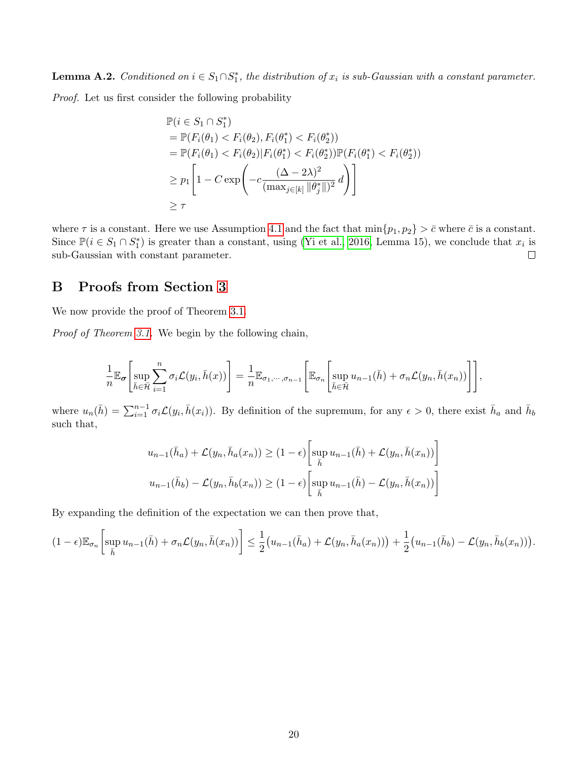**Lemma A.2.** *Conditioned on $i \in S_1 \cap S_1^*$, the distribution of $x_i$ is sub-Gaussian with a constant parameter.*

*Proof.* Let us first consider the following probability

$$
\begin{aligned}
&\mathbb{P}(i \in S_1 \cap S_1^*) \\
&= \mathbb{P}(F_i(\theta_1) < F_i(\theta_2), F_i(\theta_1^*) < F_i(\theta_2^*)) \\
&= \mathbb{P}(F_i(\theta_1) < F_i(\theta_2) | F_i(\theta_1^*) < F_i(\theta_2^*)) \mathbb{P}(F_i(\theta_1^*) < F_i(\theta_2^*)) \\
&\geq p_1 \left[ 1 - C \exp\left( -c \frac{(\Delta - 2\lambda)^2}{(\max_{j \in [k]} \|\theta_j^*\|)^2} \, d \right) \right] \\
&\geq \tau
\end{aligned}
$$

where $\tau$ is a constant. Here we use Assumption 4.1 and the fact that $\min\{p_1, p_2\} > \bar{c}$ where $\bar{c}$ is a constant. Since $\mathbb{P}(i \in S_1 \cap S_1^*)$ is greater than a constant, using (Yi et al., 2016, Lemma 15), we conclude that $x_i$ is sub-Gaussian with constant parameter. ∎

# B Proofs from Section 3

We now provide the proof of Theorem 3.1.

*Proof of Theorem 3.1.* We begin by the following chain,

$$
\frac{1}{n} \mathbb{E}_{\boldsymbol{\sigma}} \left[ \sup_{\bar{h} \in \bar{\mathcal{H}}} \sum_{i=1}^{n} \sigma_i \mathcal{L}(y_i, \bar{h}(x)) \right] = \frac{1}{n} \mathbb{E}_{\sigma_1, \cdots, \sigma_{n-1}} \left[ \mathbb{E}_{\sigma_n} \left[ \sup_{\bar{h} \in \bar{\mathcal{H}}} u_{n-1}(\bar{h}) + \sigma_n \mathcal{L}(y_n, \bar{h}(x_n)) \right] \right],
$$

where $u_n(\bar{h}) = \sum_{i=1}^{n-1} \sigma_i \mathcal{L}(y_i, \bar{h}(x_i))$. By definition of the supremum, for any $\epsilon > 0$, there exist $\bar{h}_a$ and $\bar{h}_b$ such that,

$$
\begin{aligned}
u_{n-1}(\bar{h}_a) + \mathcal{L}(y_n, \bar{h}_a(x_n)) &\geq (1 - \epsilon) \left[ \sup_{\bar{h}} u_{n-1}(\bar{h}) + \mathcal{L}(y_n, \bar{h}(x_n)) \right] \\
u_{n-1}(\bar{h}_b) - \mathcal{L}(y_n, \bar{h}_b(x_n)) &\geq (1 - \epsilon) \left[ \sup_{\bar{h}} u_{n-1}(\bar{h}) - \mathcal{L}(y_n, \bar{h}(x_n)) \right]
\end{aligned}
$$

By expanding the definition of the expectation we can then prove that,

$$
(1 - \epsilon) \mathbb{E}_{\sigma_n} \left[ \sup_{\bar{h}} u_{n-1}(\bar{h}) + \sigma_n \mathcal{L}(y_n, \bar{h}(x_n)) \right] \leq \frac{1}{2} \big( u_{n-1}(\bar{h}_a) + \mathcal{L}(y_n, \bar{h}_a(x_n)) \big) + \frac{1}{2} \big( u_{n-1}(\bar{h}_b) - \mathcal{L}(y_n, \bar{h}_b(x_n)) \big).
$$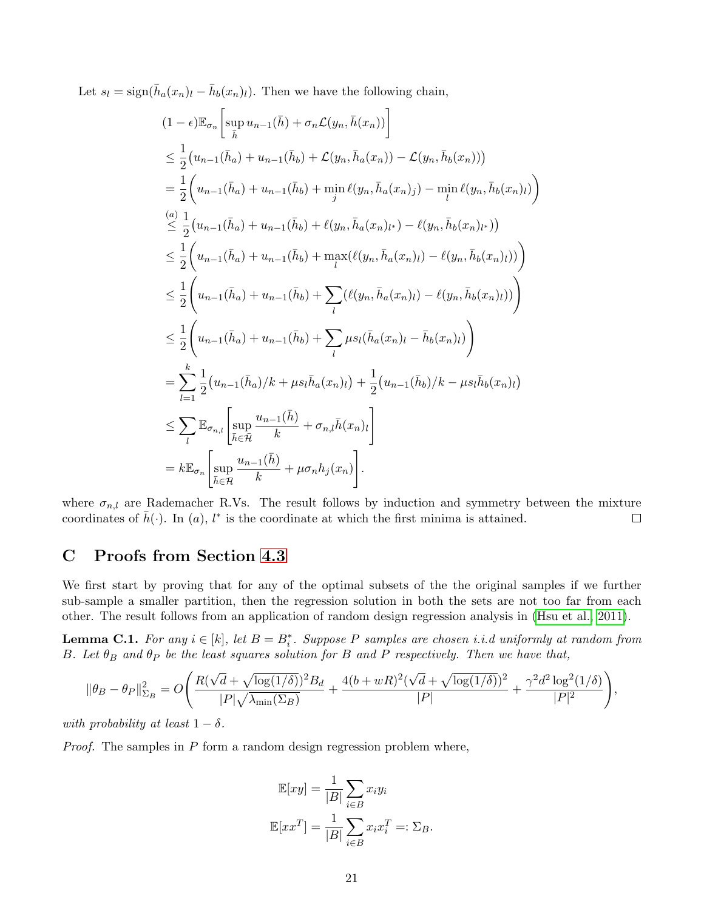Let $s_l = \text{sign}(\bar{h}_a(x_n)_l - \bar{h}_b(x_n)_l)$. Then we have the following chain,

$$
\begin{aligned}
&(1-\epsilon)\mathbb{E}_{\sigma_n}\left[\sup_{\bar{h}} u_{n-1}(\bar{h}) + \sigma_n \mathcal{L}(y_n, \bar{h}(x_n))\right] \\
&\leq \frac{1}{2}\big(u_{n-1}(\bar{h}_a) + u_{n-1}(\bar{h}_b) + \mathcal{L}(y_n, \bar{h}_a(x_n)) - \mathcal{L}(y_n, \bar{h}_b(x_n))\big) \\
&= \frac{1}{2}\left(u_{n-1}(\bar{h}_a) + u_{n-1}(\bar{h}_b) + \min_j \ell(y_n, \bar{h}_a(x_n)_j) - \min_l \ell(y_n, \bar{h}_b(x_n)_l)\right) \\
&\overset{(a)}{\leq} \frac{1}{2}\big(u_{n-1}(\bar{h}_a) + u_{n-1}(\bar{h}_b) + \ell(y_n, \bar{h}_a(x_n)_{l^*}) - \ell(y_n, \bar{h}_b(x_n)_{l^*})\big) \\
&\leq \frac{1}{2}\left(u_{n-1}(\bar{h}_a) + u_{n-1}(\bar{h}_b) + \max_l (\ell(y_n, \bar{h}_a(x_n)_l) - \ell(y_n, \bar{h}_b(x_n)_l))\right) \\
&\leq \frac{1}{2}\left(u_{n-1}(\bar{h}_a) + u_{n-1}(\bar{h}_b) + \sum_l (\ell(y_n, \bar{h}_a(x_n)_l) - \ell(y_n, \bar{h}_b(x_n)_l))\right) \\
&\leq \frac{1}{2}\left(u_{n-1}(\bar{h}_a) + u_{n-1}(\bar{h}_b) + \sum_l \mu s_l (\bar{h}_a(x_n)_l - \bar{h}_b(x_n)_l)\right) \\
&= \sum_{l=1}^{k} \frac{1}{2}\big(u_{n-1}(\bar{h}_a)/k + \mu s_l \bar{h}_a(x_n)_l\big) + \frac{1}{2}\big(u_{n-1}(\bar{h}_b)/k - \mu s_l \bar{h}_b(x_n)_l\big) \\
&\leq \sum_l \mathbb{E}_{\sigma_{n,l}}\left[\sup_{\bar{h}\in\bar{\mathcal{H}}} \frac{u_{n-1}(\bar{h})}{k} + \sigma_{n,l}\bar{h}(x_n)_l\right] \\
&= k\mathbb{E}_{\sigma_n}\left[\sup_{\bar{h}\in\bar{\mathcal{H}}} \frac{u_{n-1}(\bar{h})}{k} + \mu\sigma_n h_j(x_n)\right].
\end{aligned}
$$

where $\sigma_{n,l}$ are Rademacher R.Vs. The result follows by induction and symmetry between the mixture coordinates of $\bar{h}(\cdot)$. In $(a)$, $l^*$ is the coordinate at which the first minima is attained. □

# C Proofs from Section 4.3

We first start by proving that for any of the optimal subsets of the the original samples if we further sub-sample a smaller partition, then the regression solution in both the sets are not too far from each other. The result follows from an application of random design regression analysis in (Hsu et al., 2011).

**Lemma C.1.** *For any $i \in [k]$, let $B = B_i^*$. Suppose $P$ samples are chosen i.i.d uniformly at random from $B$. Let $\theta_B$ and $\theta_P$ be the least squares solution for $B$ and $P$ respectively. Then we have that,*

$$
\|\theta_B - \theta_P\|_{\Sigma_B}^2 = O\left(\frac{R(\sqrt{d} + \sqrt{\log(1/\delta)})^2 B_d}{|P|\sqrt{\lambda_{\min}(\Sigma_B)}} + \frac{4(b+wR)^2(\sqrt{d} + \sqrt{\log(1/\delta)})^2}{|P|} + \frac{\gamma^2 d^2 \log^2(1/\delta)}{|P|^2}\right),
$$

*with probability at least $1-\delta$.*

*Proof.* The samples in $P$ form a random design regression problem where,

$$
\mathbb{E}[xy] = \frac{1}{|B|}\sum_{i\in B} x_i y_i
$$

$$
\mathbb{E}[xx^T] = \frac{1}{|B|}\sum_{i\in B} x_i x_i^T =: \Sigma_B.
$$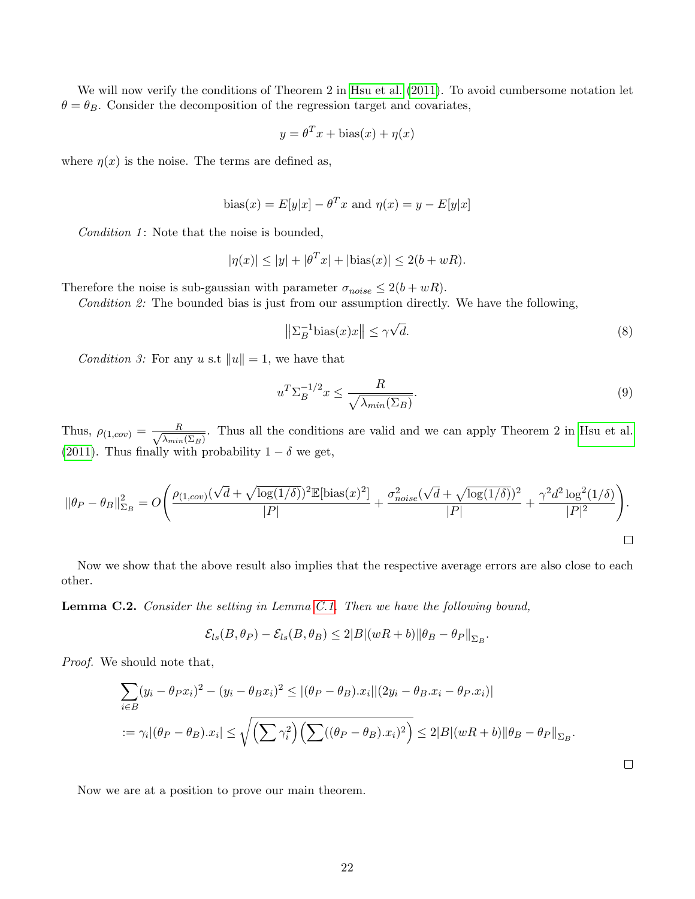We will now verify the conditions of Theorem 2 in Hsu et al. (2011). To avoid cumbersome notation let $\theta = \theta_B$. Consider the decomposition of the regression target and covariates,

$$y = \theta^T x + \text{bias}(x) + \eta(x)$$

where $\eta(x)$ is the noise. The terms are defined as,

$$\text{bias}(x) = E[y|x] - \theta^T x \text{ and } \eta(x) = y - E[y|x]$$

*Condition 1*: Note that the noise is bounded,

$$|\eta(x)| \leq |y| + |\theta^T x| + |\text{bias}(x)| \leq 2(b + wR).$$

Therefore the noise is sub-gaussian with parameter $\sigma_{noise} \leq 2(b + wR)$.

*Condition 2:* The bounded bias is just from our assumption directly. We have the following,

$$\left\|\Sigma_B^{-1}\text{bias}(x)x\right\| \leq \gamma\sqrt{d}. \tag{8}$$

*Condition 3:* For any $u$ s.t $\|u\| = 1$, we have that

$$u^T \Sigma_B^{-1/2} x \leq \frac{R}{\sqrt{\lambda_{min}(\Sigma_B)}}. \tag{9}$$

Thus, $\rho_{(1,cov)} = \frac{R}{\sqrt{\lambda_{min}(\Sigma_B)}}$. Thus all the conditions are valid and we can apply Theorem 2 in Hsu et al. (2011). Thus finally with probability $1 - \delta$ we get,

$$\|\theta_P - \theta_B\|_{\Sigma_B}^2 = O\left(\frac{\rho_{(1,cov)}(\sqrt{d} + \sqrt{\log(1/\delta)})^2 \mathbb{E}[\text{bias}(x)^2]}{|P|} + \frac{\sigma_{noise}^2(\sqrt{d} + \sqrt{\log(1/\delta)})^2}{|P|} + \frac{\gamma^2 d^2 \log^2(1/\delta)}{|P|^2}\right).$$

□

Now we show that the above result also implies that the respective average errors are also close to each other.

**Lemma C.2.** *Consider the setting in Lemma C.1. Then we have the following bound,*

$$\mathcal{E}_{ls}(B, \theta_P) - \mathcal{E}_{ls}(B, \theta_B) \leq 2|B|(wR + b)\|\theta_B - \theta_P\|_{\Sigma_B}.$$

*Proof.* We should note that,

$$\sum_{i \in B} (y_i - \theta_P x_i)^2 - (y_i - \theta_B x_i)^2 \leq |(\theta_P - \theta_B).x_i||(2y_i - \theta_B.x_i - \theta_P.x_i)|$$

$$:= \gamma_i|(\theta_P - \theta_B).x_i| \leq \sqrt{\left(\sum \gamma_i^2\right)\left(\sum((\theta_P - \theta_B).x_i)^2\right)} \leq 2|B|(wR + b)\|\theta_B - \theta_P\|_{\Sigma_B}.$$

□

Now we are at a position to prove our main theorem.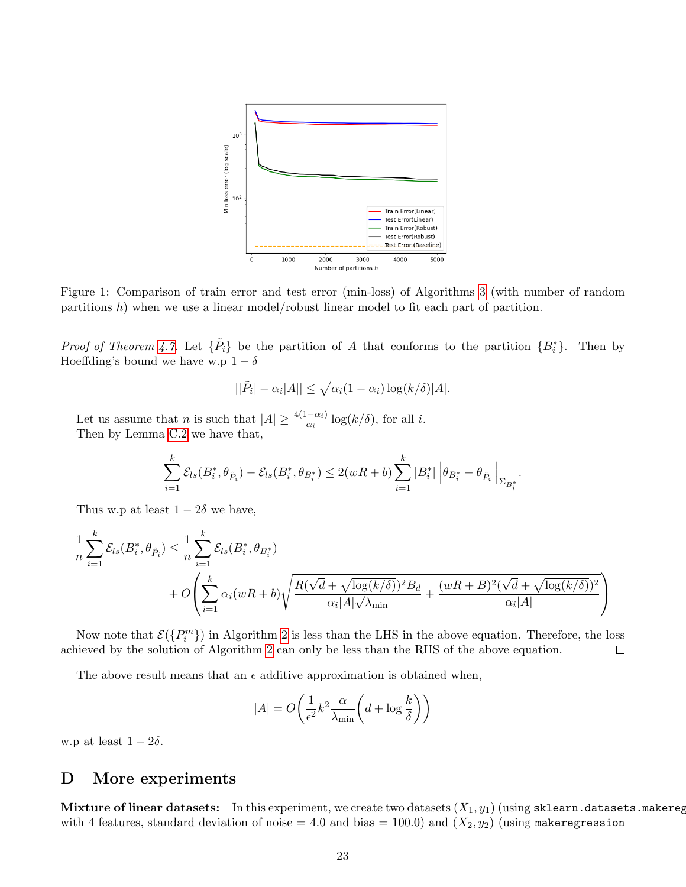Figure 1: Comparison of train error and test error (min-loss) of Algorithms 3 (with number of random partitions $h$) when we use a linear model/robust linear model to fit each part of partition.

*Proof of Theorem 4.7.* Let $\{\tilde{P}_i\}$ be the partition of $A$ that conforms to the partition $\{B_i^*\}$. Then by Hoeffding's bound we have w.p $1-\delta$

$$||\tilde{P}_i| - \alpha_i|A|| \leq \sqrt{\alpha_i(1-\alpha_i)\log(k/\delta)|A|}.$$

Let us assume that $n$ is such that $|A| \geq \frac{4(1-\alpha_i)}{\alpha_i}\log(k/\delta)$, for all $i$.
Then by Lemma C.2 we have that,

$$\sum_{i=1}^{k} \mathcal{E}_{ls}(B_i^*, \theta_{\tilde{P}_i}) - \mathcal{E}_{ls}(B_i^*, \theta_{B_i^*}) \leq 2(wR+b)\sum_{i=1}^{k} |B_i^*| \left\| \theta_{B_i^*} - \theta_{\tilde{P}_i} \right\|_{\Sigma_{B_i^*}}.$$

Thus w.p at least $1-2\delta$ we have,

$$\frac{1}{n}\sum_{i=1}^{k} \mathcal{E}_{ls}(B_i^*, \theta_{\tilde{P}_i}) \leq \frac{1}{n}\sum_{i=1}^{k} \mathcal{E}_{ls}(B_i^*, \theta_{B_i^*})$$
$$+ O\left(\sum_{i=1}^{k} \alpha_i(wR+b)\sqrt{\frac{R(\sqrt{d}+\sqrt{\log(k/\delta)})^2 B_d}{\alpha_i|A|\sqrt{\lambda_{\min}}} + \frac{(wR+B)^2(\sqrt{d}+\sqrt{\log(k/\delta)})^2}{\alpha_i|A|}}\right)$$

Now note that $\mathcal{E}(\{P_i^m\})$ in Algorithm 2 is less than the LHS in the above equation. Therefore, the loss achieved by the solution of Algorithm 2 can only be less than the RHS of the above equation. $\square$

The above result means that an $\epsilon$ additive approximation is obtained when,

$$|A| = O\left(\frac{1}{\epsilon^2}k^2\frac{\alpha}{\lambda_{\min}}\left(d + \log\frac{k}{\delta}\right)\right)$$

w.p at least $1-2\delta$.

# D More experiments

**Mixture of linear datasets:** In this experiment, we create two datasets $(X_1, y_1)$ (using `sklearn.datasets.makereg` with 4 features, standard deviation of noise $= 4.0$ and bias $= 100.0$) and $(X_2, y_2)$ (using `makeregression`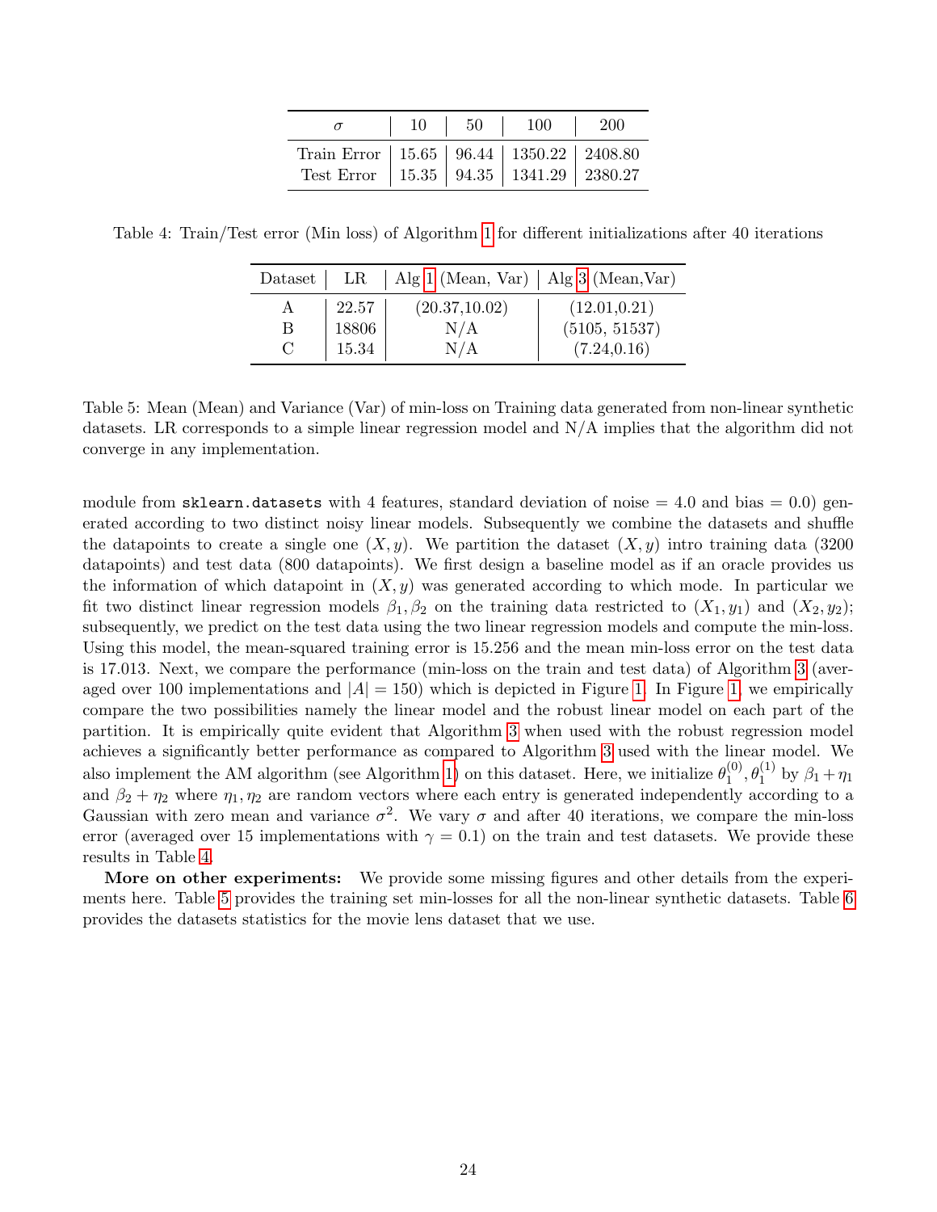| $\sigma$ | 10 | 50 | 100 | 200 |
|---|---|---|---|---|
| Train Error | 15.65 | 96.44 | 1350.22 | 2408.80 |
| Test Error | 15.35 | 94.35 | 1341.29 | 2380.27 |

Table 4: Train/Test error (Min loss) of Algorithm 1 for different initializations after 40 iterations

| Dataset | LR | Alg 1 (Mean, Var) | Alg 3 (Mean,Var) |
|---|---|---|---|
| A | 22.57 | (20.37,10.02) | (12.01,0.21) |
| B | 18806 | N/A | (5105, 51537) |
| C | 15.34 | N/A | (7.24,0.16) |

Table 5: Mean (Mean) and Variance (Var) of min-loss on Training data generated from non-linear synthetic datasets. LR corresponds to a simple linear regression model and N/A implies that the algorithm did not converge in any implementation.

module from `sklearn.datasets` with 4 features, standard deviation of noise = 4.0 and bias = 0.0) generated according to two distinct noisy linear models. Subsequently we combine the datasets and shuffle the datapoints to create a single one $(X, y)$. We partition the dataset $(X, y)$ intro training data (3200 datapoints) and test data (800 datapoints). We first design a baseline model as if an oracle provides us the information of which datapoint in $(X, y)$ was generated according to which mode. In particular we fit two distinct linear regression models $\beta_1, \beta_2$ on the training data restricted to $(X_1, y_1)$ and $(X_2, y_2)$; subsequently, we predict on the test data using the two linear regression models and compute the min-loss. Using this model, the mean-squared training error is 15.256 and the mean min-loss error on the test data is 17.013. Next, we compare the performance (min-loss on the train and test data) of Algorithm 3 (averaged over 100 implementations and $|A| = 150$) which is depicted in Figure 1. In Figure 1, we empirically compare the two possibilities namely the linear model and the robust linear model on each part of the partition. It is empirically quite evident that Algorithm 3 when used with the robust regression model achieves a significantly better performance as compared to Algorithm 3 used with the linear model. We also implement the AM algorithm (see Algorithm 1) on this dataset. Here, we initialize $\theta_1^{(0)}, \theta_1^{(1)}$ by $\beta_1 + \eta_1$ and $\beta_2 + \eta_2$ where $\eta_1, \eta_2$ are random vectors where each entry is generated independently according to a Gaussian with zero mean and variance $\sigma^2$. We vary $\sigma$ and after 40 iterations, we compare the min-loss error (averaged over 15 implementations with $\gamma = 0.1$) on the train and test datasets. We provide these results in Table 4.

**More on other experiments:** We provide some missing figures and other details from the experiments here. Table 5 provides the training set min-losses for all the non-linear synthetic datasets. Table 6 provides the datasets statistics for the movie lens dataset that we use.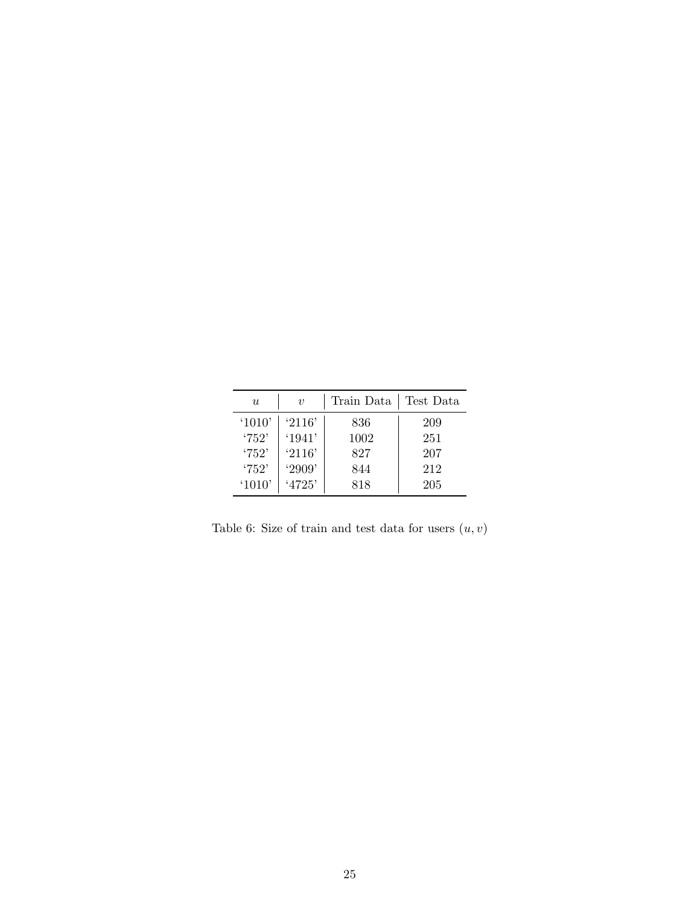| $u$ | $v$ | Train Data | Test Data |
|---|---|---|---|
| ‘1010’ | ‘2116’ | 836 | 209 |
| ‘752’ | ‘1941’ | 1002 | 251 |
| ‘752’ | ‘2116’ | 827 | 207 |
| ‘752’ | ‘2909’ | 844 | 212 |
| ‘1010’ | ‘4725’ | 818 | 205 |

Table 6: Size of train and test data for users $(u, v)$